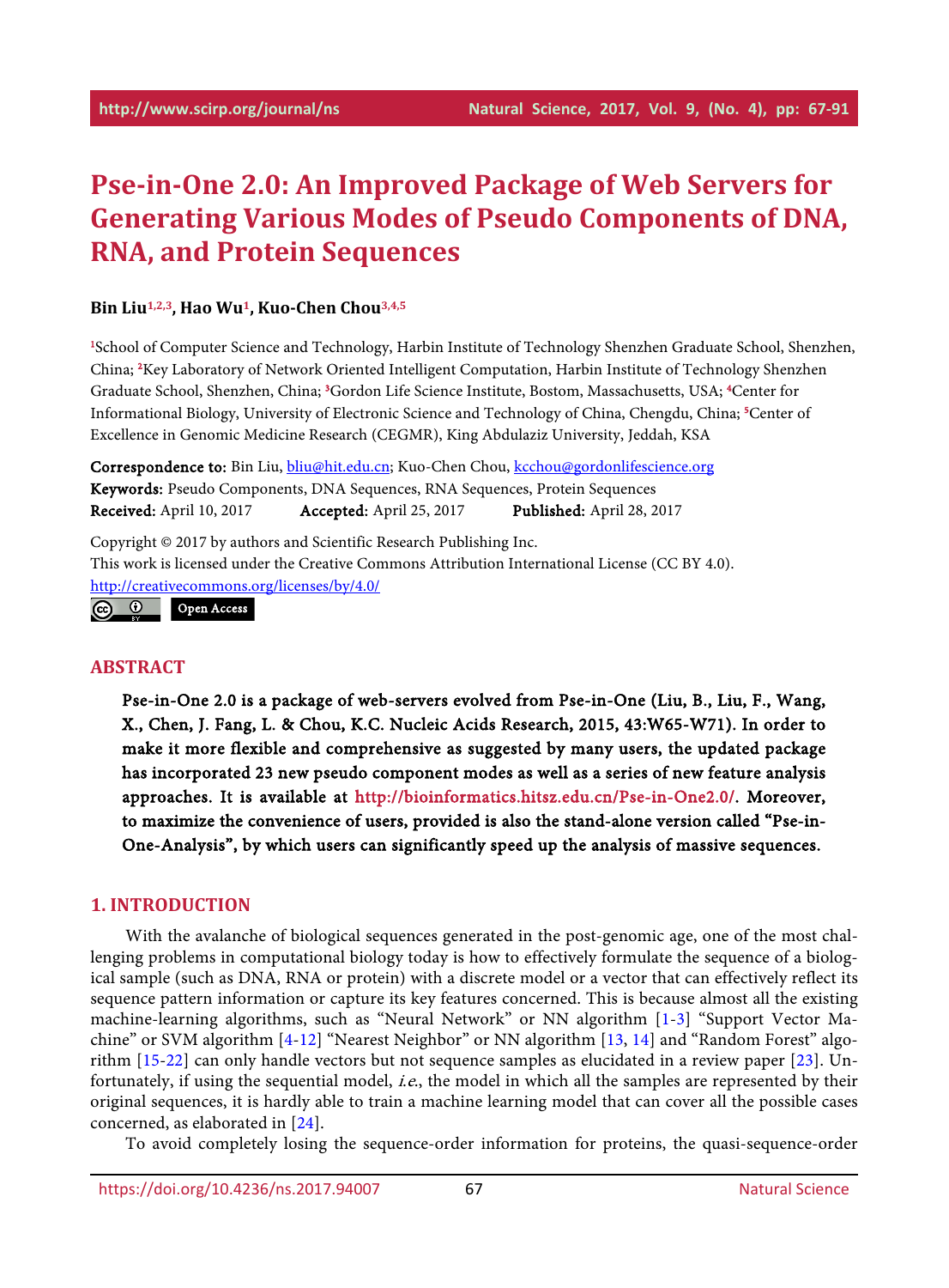# Pse-in-One 2.0: An Improved Package of Web Servers for Generating Various Modes of Pseudo Components of DNA, RNA, and Protein Sequences

**Bin Liu[1,2,3], Hao Wu[1], Kuo-Chen Chou[3,4,5]**

[1]School of Computer Science and Technology, Harbin Institute of Technology Shenzhen Graduate School, Shenzhen, China; [2]Key Laboratory of Network Oriented Intelligent Computation, Harbin Institute of Technology Shenzhen Graduate School, Shenzhen, China; [3]Gordon Life Science Institute, Bostom, Massachusetts, USA; [4]Center for Informational Biology, University of Electronic Science and Technology of China, Chengdu, China; [5]Center of Excellence in Genomic Medicine Research (CEGMR), King Abdulaziz University, Jeddah, KSA

**Correspondence to:** Bin Liu, bliu@hit.edu.cn; Kuo-Chen Chou, kcchou@gordonlifescience.org
**Keywords:** Pseudo Components, DNA Sequences, RNA Sequences, Protein Sequences
**Received:** April 10, 2017 **Accepted:** April 25, 2017 **Published:** April 28, 2017

Copyright © 2017 by authors and Scientific Research Publishing Inc.
This work is licensed under the Creative Commons Attribution International License (CC BY 4.0).
http://creativecommons.org/licenses/by/4.0/

Open Access

## ABSTRACT

**Pse-in-One 2.0 is a package of web-servers evolved from Pse-in-One (Liu, B., Liu, F., Wang, X., Chen, J. Fang, L. & Chou, K.C. Nucleic Acids Research, 2015, 43:W65-W71). In order to make it more flexible and comprehensive as suggested by many users, the updated package has incorporated 23 new pseudo component modes as well as a series of new feature analysis approaches. It is available at http://bioinformatics.hitsz.edu.cn/Pse-in-One2.0/. Moreover, to maximize the convenience of users, provided is also the stand-alone version called "Pse-in-One-Analysis", by which users can significantly speed up the analysis of massive sequences.**

## 1. INTRODUCTION

With the avalanche of biological sequences generated in the post-genomic age, one of the most challenging problems in computational biology today is how to effectively formulate the sequence of a biological sample (such as DNA, RNA or protein) with a discrete model or a vector that can effectively reflect its sequence pattern information or capture its key features concerned. This is because almost all the existing machine-learning algorithms, such as "Neural Network" or NN algorithm [1-3] "Support Vector Machine" or SVM algorithm [4-12] "Nearest Neighbor" or NN algorithm [13, 14] and "Random Forest" algorithm [15-22] can only handle vectors but not sequence samples as elucidated in a review paper [23]. Unfortunately, if using the sequential model, *i.e.*, the model in which all the samples are represented by their original sequences, it is hardly able to train a machine learning model that can cover all the possible cases concerned, as elaborated in [24].

To avoid completely losing the sequence-order information for proteins, the quasi-sequence-order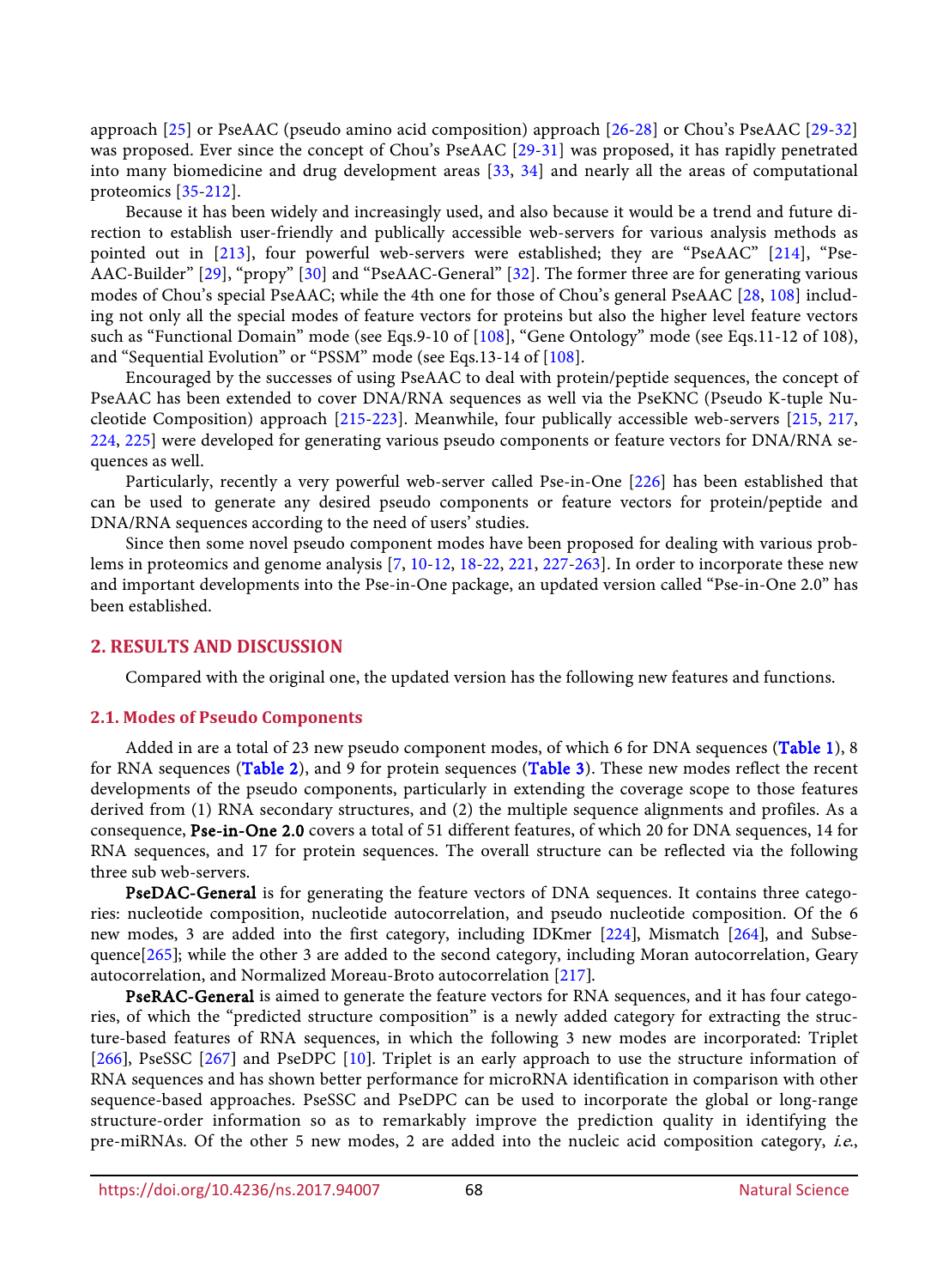approach [25] or PseAAC (pseudo amino acid composition) approach [26-28] or Chou's PseAAC [29-32] was proposed. Ever since the concept of Chou's PseAAC [29-31] was proposed, it has rapidly penetrated into many biomedicine and drug development areas [33, 34] and nearly all the areas of computational proteomics [35-212].

Because it has been widely and increasingly used, and also because it would be a trend and future direction to establish user-friendly and publically accessible web-servers for various analysis methods as pointed out in [213], four powerful web-servers were established; they are "PseAAC" [214], "PseAAC-Builder" [29], "propy" [30] and "PseAAC-General" [32]. The former three are for generating various modes of Chou's special PseAAC; while the 4th one for those of Chou's general PseAAC [28, 108] including not only all the special modes of feature vectors for proteins but also the higher level feature vectors such as "Functional Domain" mode (see Eqs.9-10 of [108], "Gene Ontology" mode (see Eqs.11-12 of 108), and "Sequential Evolution" or "PSSM" mode (see Eqs.13-14 of [108].

Encouraged by the successes of using PseAAC to deal with protein/peptide sequences, the concept of PseAAC has been extended to cover DNA/RNA sequences as well via the PseKNC (Pseudo K-tuple Nucleotide Composition) approach [215-223]. Meanwhile, four publically accessible web-servers [215, 217, 224, 225] were developed for generating various pseudo components or feature vectors for DNA/RNA sequences as well.

Particularly, recently a very powerful web-server called Pse-in-One [226] has been established that can be used to generate any desired pseudo components or feature vectors for protein/peptide and DNA/RNA sequences according to the need of users' studies.

Since then some novel pseudo component modes have been proposed for dealing with various problems in proteomics and genome analysis [7, 10-12, 18-22, 221, 227-263]. In order to incorporate these new and important developments into the Pse-in-One package, an updated version called "Pse-in-One 2.0" has been established.

## 2. RESULTS AND DISCUSSION

Compared with the original one, the updated version has the following new features and functions.

### 2.1. Modes of Pseudo Components

Added in are a total of 23 new pseudo component modes, of which 6 for DNA sequences (Table 1), 8 for RNA sequences (Table 2), and 9 for protein sequences (Table 3). These new modes reflect the recent developments of the pseudo components, particularly in extending the coverage scope to those features derived from (1) RNA secondary structures, and (2) the multiple sequence alignments and profiles. As a consequence, **Pse-in-One 2.0** covers a total of 51 different features, of which 20 for DNA sequences, 14 for RNA sequences, and 17 for protein sequences. The overall structure can be reflected via the following three sub web-servers.

**PseDAC-General** is for generating the feature vectors of DNA sequences. It contains three categories: nucleotide composition, nucleotide autocorrelation, and pseudo nucleotide composition. Of the 6 new modes, 3 are added into the first category, including IDKmer [224], Mismatch [264], and Subsequence[265]; while the other 3 are added to the second category, including Moran autocorrelation, Geary autocorrelation, and Normalized Moreau-Broto autocorrelation [217].

**PseRAC-General** is aimed to generate the feature vectors for RNA sequences, and it has four categories, of which the "predicted structure composition" is a newly added category for extracting the structure-based features of RNA sequences, in which the following 3 new modes are incorporated: Triplet [266], PseSSC [267] and PseDPC [10]. Triplet is an early approach to use the structure information of RNA sequences and has shown better performance for microRNA identification in comparison with other sequence-based approaches. PseSSC and PseDPC can be used to incorporate the global or long-range structure-order information so as to remarkably improve the prediction quality in identifying the pre-miRNAs. Of the other 5 new modes, 2 are added into the nucleic acid composition category, *i.e.*,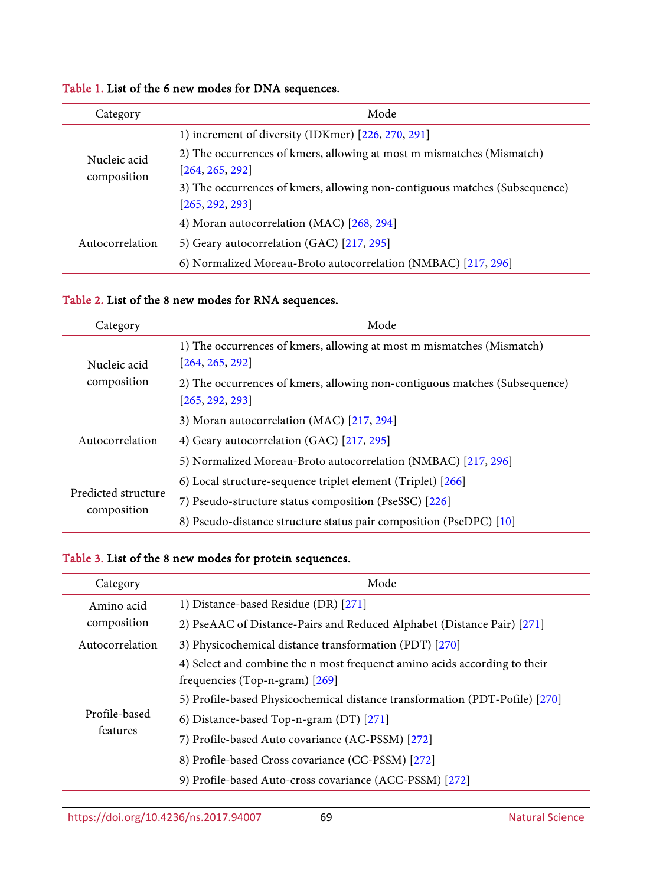**Table 1.** List of the 6 new modes for DNA sequences.

| Category | Mode |
|---|---|
| Nucleic acid composition | 1) increment of diversity (IDKmer) [226, 270, 291] |
| | 2) The occurrences of kmers, allowing at most m mismatches (Mismatch) [264, 265, 292] |
| | 3) The occurrences of kmers, allowing non-contiguous matches (Subsequence) [265, 292, 293] |
| Autocorrelation | 4) Moran autocorrelation (MAC) [268, 294] |
| | 5) Geary autocorrelation (GAC) [217, 295] |
| | 6) Normalized Moreau-Broto autocorrelation (NMBAC) [217, 296] |

**Table 2.** List of the 8 new modes for RNA sequences.

| Category | Mode |
|---|---|
| Nucleic acid composition | 1) The occurrences of kmers, allowing at most m mismatches (Mismatch) [264, 265, 292] |
| | 2) The occurrences of kmers, allowing non-contiguous matches (Subsequence) [265, 292, 293] |
| Autocorrelation | 3) Moran autocorrelation (MAC) [217, 294] |
| | 4) Geary autocorrelation (GAC) [217, 295] |
| | 5) Normalized Moreau-Broto autocorrelation (NMBAC) [217, 296] |
| Predicted structure composition | 6) Local structure-sequence triplet element (Triplet) [266] |
| | 7) Pseudo-structure status composition (PseSSC) [226] |
| | 8) Pseudo-distance structure status pair composition (PseDPC) [10] |

**Table 3.** List of the 8 new modes for protein sequences.

| Category | Mode |
|---|---|
| Amino acid composition | 1) Distance-based Residue (DR) [271] |
| | 2) PseAAC of Distance-Pairs and Reduced Alphabet (Distance Pair) [271] |
| Autocorrelation | 3) Physicochemical distance transformation (PDT) [270] |
| Profile-based features | 4) Select and combine the n most frequenct amino acids according to their frequencies (Top-n-gram) [269] |
| | 5) Profile-based Physicochemical distance transformation (PDT-Pofile) [270] |
| | 6) Distance-based Top-n-gram (DT) [271] |
| | 7) Profile-based Auto covariance (AC-PSSM) [272] |
| | 8) Profile-based Cross covariance (CC-PSSM) [272] |
| | 9) Profile-based Auto-cross covariance (ACC-PSSM) [272] |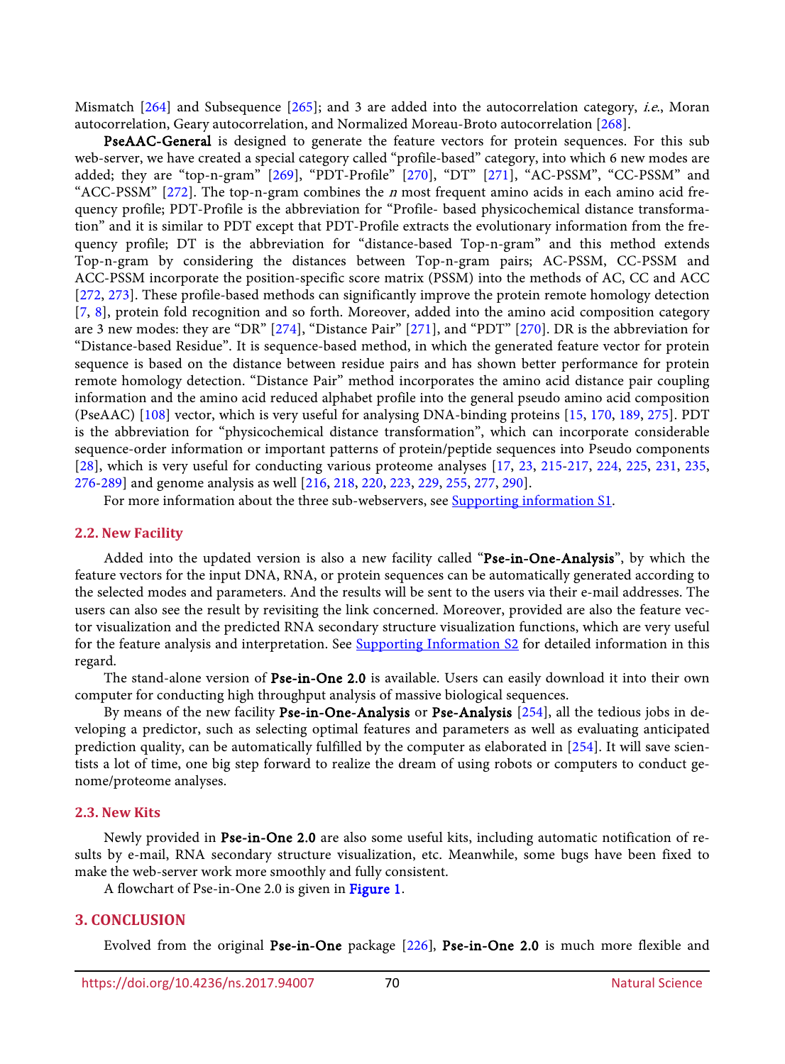Mismatch [264] and Subsequence [265]; and 3 are added into the autocorrelation category, *i.e.*, Moran autocorrelation, Geary autocorrelation, and Normalized Moreau-Broto autocorrelation [268].

**PseAAC-General** is designed to generate the feature vectors for protein sequences. For this sub web-server, we have created a special category called "profile-based" category, into which 6 new modes are added; they are "top-n-gram" [269], "PDT-Profile" [270], "DT" [271], "AC-PSSM", "CC-PSSM" and "ACC-PSSM" [272]. The top-n-gram combines the $n$ most frequent amino acids in each amino acid frequency profile; PDT-Profile is the abbreviation for "Profile- based physicochemical distance transformation" and it is similar to PDT except that PDT-Profile extracts the evolutionary information from the frequency profile; DT is the abbreviation for "distance-based Top-n-gram" and this method extends Top-n-gram by considering the distances between Top-n-gram pairs; AC-PSSM, CC-PSSM and ACC-PSSM incorporate the position-specific score matrix (PSSM) into the methods of AC, CC and ACC [272, 273]. These profile-based methods can significantly improve the protein remote homology detection [7, 8], protein fold recognition and so forth. Moreover, added into the amino acid composition category are 3 new modes: they are "DR" [274], "Distance Pair" [271], and "PDT" [270]. DR is the abbreviation for "Distance-based Residue". It is sequence-based method, in which the generated feature vector for protein sequence is based on the distance between residue pairs and has shown better performance for protein remote homology detection. "Distance Pair" method incorporates the amino acid distance pair coupling information and the amino acid reduced alphabet profile into the general pseudo amino acid composition (PseAAC) [108] vector, which is very useful for analysing DNA-binding proteins [15, 170, 189, 275]. PDT is the abbreviation for "physicochemical distance transformation", which can incorporate considerable sequence-order information or important patterns of protein/peptide sequences into Pseudo components [28], which is very useful for conducting various proteome analyses [17, 23, 215-217, 224, 225, 231, 235, 276-289] and genome analysis as well [216, 218, 220, 223, 229, 255, 277, 290].

For more information about the three sub-webservers, see Supporting information S1.

## 2.2. New Facility

Added into the updated version is also a new facility called "**Pse-in-One-Analysis**", by which the feature vectors for the input DNA, RNA, or protein sequences can be automatically generated according to the selected modes and parameters. And the results will be sent to the users via their e-mail addresses. The users can also see the result by revisiting the link concerned. Moreover, provided are also the feature vector visualization and the predicted RNA secondary structure visualization functions, which are very useful for the feature analysis and interpretation. See Supporting Information S2 for detailed information in this regard.

The stand-alone version of **Pse-in-One 2.0** is available. Users can easily download it into their own computer for conducting high throughput analysis of massive biological sequences.

By means of the new facility **Pse-in-One-Analysis** or **Pse-Analysis** [254], all the tedious jobs in developing a predictor, such as selecting optimal features and parameters as well as evaluating anticipated prediction quality, can be automatically fulfilled by the computer as elaborated in [254]. It will save scientists a lot of time, one big step forward to realize the dream of using robots or computers to conduct genome/proteome analyses.

## 2.3. New Kits

Newly provided in **Pse-in-One 2.0** are also some useful kits, including automatic notification of results by e-mail, RNA secondary structure visualization, etc. Meanwhile, some bugs have been fixed to make the web-server work more smoothly and fully consistent.

A flowchart of Pse-in-One 2.0 is given in **Figure 1**.

# 3. CONCLUSION

Evolved from the original **Pse-in-One** package [226], **Pse-in-One 2.0** is much more flexible and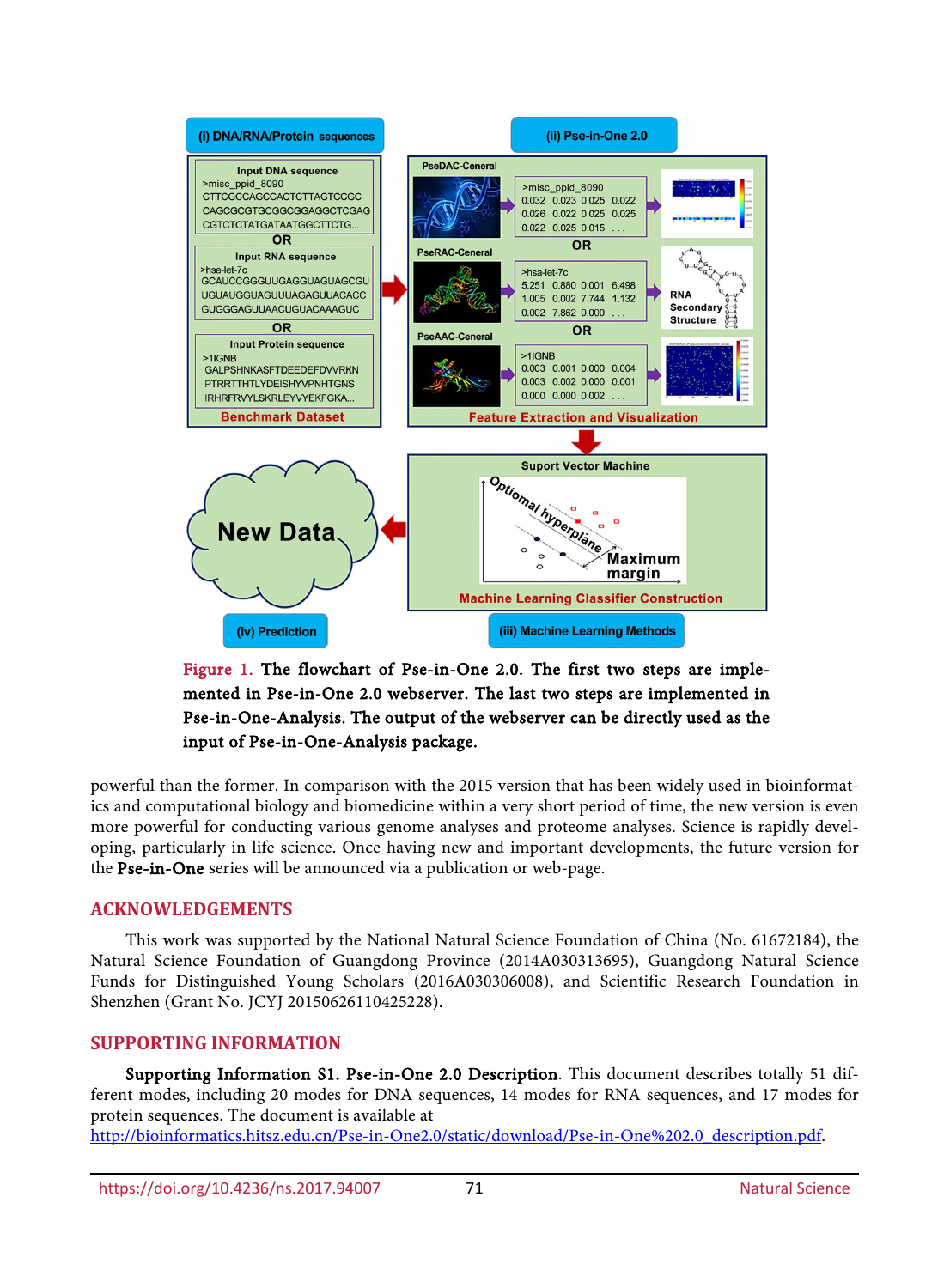Figure 1. The flowchart of Pse-in-One 2.0. The first two steps are implemented in Pse-in-One 2.0 webserver. The last two steps are implemented in Pse-in-One-Analysis. The output of the webserver can be directly used as the input of Pse-in-One-Analysis package.

powerful than the former. In comparison with the 2015 version that has been widely used in bioinformatics and computational biology and biomedicine within a very short period of time, the new version is even more powerful for conducting various genome analyses and proteome analyses. Science is rapidly developing, particularly in life science. Once having new and important developments, the future version for the **Pse-in-One** series will be announced via a publication or web-page.

## ACKNOWLEDGEMENTS

This work was supported by the National Natural Science Foundation of China (No. 61672184), the Natural Science Foundation of Guangdong Province (2014A030313695), Guangdong Natural Science Funds for Distinguished Young Scholars (2016A030306008), and Scientific Research Foundation in Shenzhen (Grant No. JCYJ 20150626110425228).

## SUPPORTING INFORMATION

**Supporting Information S1. Pse-in-One 2.0 Description**. This document describes totally 51 different modes, including 20 modes for DNA sequences, 14 modes for RNA sequences, and 17 modes for protein sequences. The document is available at

http://bioinformatics.hitsz.edu.cn/Pse-in-One2.0/static/download/Pse-in-One%202.0_description.pdf.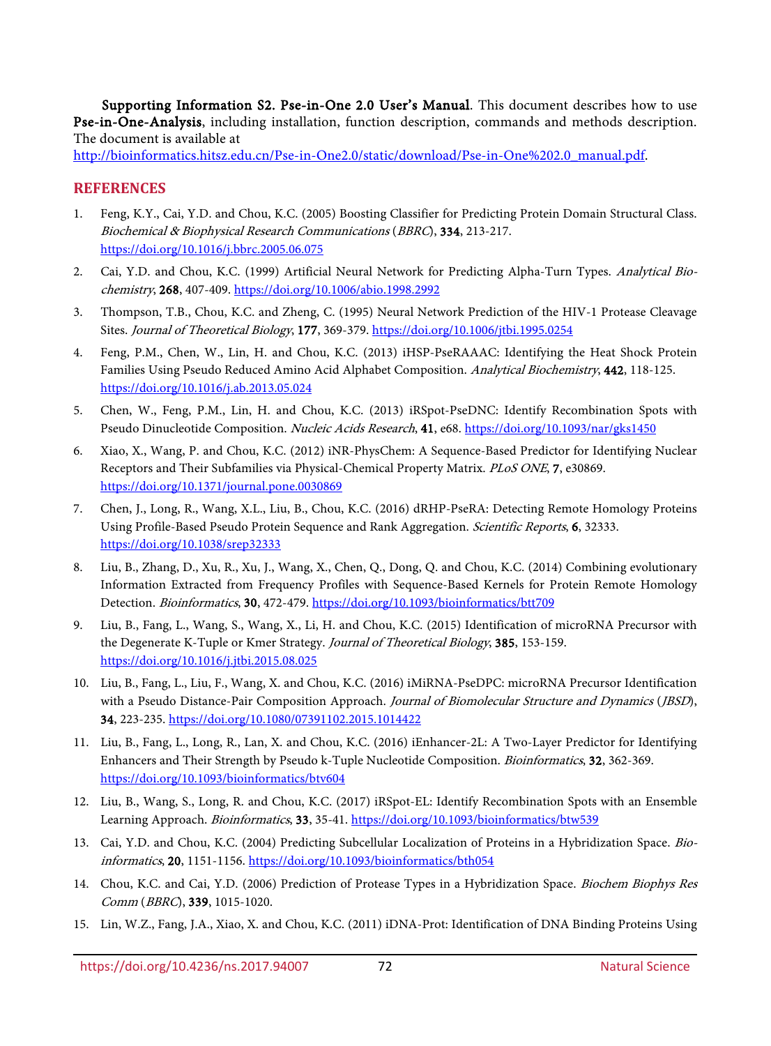**Supporting Information S2. Pse-in-One 2.0 User's Manual**. This document describes how to use **Pse-in-One-Analysis**, including installation, function description, commands and methods description. The document is available at
http://bioinformatics.hitsz.edu.cn/Pse-in-One2.0/static/download/Pse-in-One%202.0_manual.pdf.

## REFERENCES

1. Feng, K.Y., Cai, Y.D. and Chou, K.C. (2005) Boosting Classifier for Predicting Protein Domain Structural Class. *Biochemical & Biophysical Research Communications* (*BBRC*), **334**, 213-217. https://doi.org/10.1016/j.bbrc.2005.06.075
2. Cai, Y.D. and Chou, K.C. (1999) Artificial Neural Network for Predicting Alpha-Turn Types. *Analytical Biochemistry*, **268**, 407-409. https://doi.org/10.1006/abio.1998.2992
3. Thompson, T.B., Chou, K.C. and Zheng, C. (1995) Neural Network Prediction of the HIV-1 Protease Cleavage Sites. *Journal of Theoretical Biology*, **177**, 369-379. https://doi.org/10.1006/jtbi.1995.0254
4. Feng, P.M., Chen, W., Lin, H. and Chou, K.C. (2013) iHSP-PseRAAAC: Identifying the Heat Shock Protein Families Using Pseudo Reduced Amino Acid Alphabet Composition. *Analytical Biochemistry*, **442**, 118-125. https://doi.org/10.1016/j.ab.2013.05.024
5. Chen, W., Feng, P.M., Lin, H. and Chou, K.C. (2013) iRSpot-PseDNC: Identify Recombination Spots with Pseudo Dinucleotide Composition. *Nucleic Acids Research*, **41**, e68. https://doi.org/10.1093/nar/gks1450
6. Xiao, X., Wang, P. and Chou, K.C. (2012) iNR-PhysChem: A Sequence-Based Predictor for Identifying Nuclear Receptors and Their Subfamilies via Physical-Chemical Property Matrix. *PLoS ONE*, **7**, e30869. https://doi.org/10.1371/journal.pone.0030869
7. Chen, J., Long, R., Wang, X.L., Liu, B., Chou, K.C. (2016) dRHP-PseRA: Detecting Remote Homology Proteins Using Profile-Based Pseudo Protein Sequence and Rank Aggregation. *Scientific Reports*, **6**, 32333. https://doi.org/10.1038/srep32333
8. Liu, B., Zhang, D., Xu, R., Xu, J., Wang, X., Chen, Q., Dong, Q. and Chou, K.C. (2014) Combining evolutionary Information Extracted from Frequency Profiles with Sequence-Based Kernels for Protein Remote Homology Detection. *Bioinformatics*, **30**, 472-479. https://doi.org/10.1093/bioinformatics/btt709
9. Liu, B., Fang, L., Wang, S., Wang, X., Li, H. and Chou, K.C. (2015) Identification of microRNA Precursor with the Degenerate K-Tuple or Kmer Strategy. *Journal of Theoretical Biology*, **385**, 153-159. https://doi.org/10.1016/j.jtbi.2015.08.025
10. Liu, B., Fang, L., Liu, F., Wang, X. and Chou, K.C. (2016) iMiRNA-PseDPC: microRNA Precursor Identification with a Pseudo Distance-Pair Composition Approach. *Journal of Biomolecular Structure and Dynamics* (*JBSD*), **34**, 223-235. https://doi.org/10.1080/07391102.2015.1014422
11. Liu, B., Fang, L., Long, R., Lan, X. and Chou, K.C. (2016) iEnhancer-2L: A Two-Layer Predictor for Identifying Enhancers and Their Strength by Pseudo k-Tuple Nucleotide Composition. *Bioinformatics*, **32**, 362-369. https://doi.org/10.1093/bioinformatics/btv604
12. Liu, B., Wang, S., Long, R. and Chou, K.C. (2017) iRSpot-EL: Identify Recombination Spots with an Ensemble Learning Approach. *Bioinformatics*, **33**, 35-41. https://doi.org/10.1093/bioinformatics/btw539
13. Cai, Y.D. and Chou, K.C. (2004) Predicting Subcellular Localization of Proteins in a Hybridization Space. *Bioinformatics*, **20**, 1151-1156. https://doi.org/10.1093/bioinformatics/bth054
14. Chou, K.C. and Cai, Y.D. (2006) Prediction of Protease Types in a Hybridization Space. *Biochem Biophys Res Comm* (*BBRC*), **339**, 1015-1020.
15. Lin, W.Z., Fang, J.A., Xiao, X. and Chou, K.C. (2011) iDNA-Prot: Identification of DNA Binding Proteins Using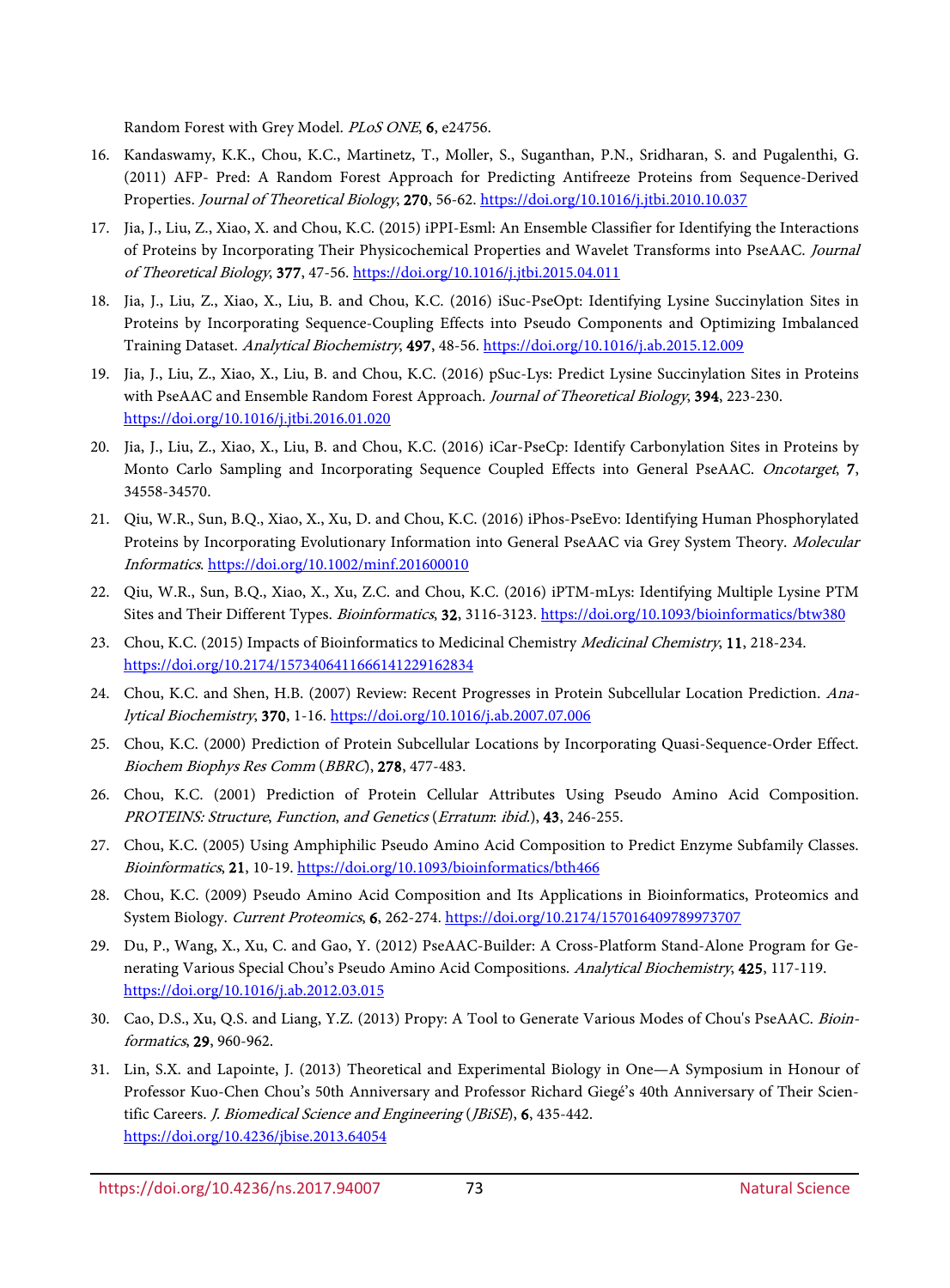Random Forest with Grey Model. *PLoS ONE*, **6**, e24756.

16. Kandaswamy, K.K., Chou, K.C., Martinetz, T., Moller, S., Suganthan, P.N., Sridharan, S. and Pugalenthi, G. (2011) AFP- Pred: A Random Forest Approach for Predicting Antifreeze Proteins from Sequence-Derived Properties. *Journal of Theoretical Biology*, **270**, 56-62. https://doi.org/10.1016/j.jtbi.2010.10.037
17. Jia, J., Liu, Z., Xiao, X. and Chou, K.C. (2015) iPPI-Esml: An Ensemble Classifier for Identifying the Interactions of Proteins by Incorporating Their Physicochemical Properties and Wavelet Transforms into PseAAC. *Journal of Theoretical Biology*, **377**, 47-56. https://doi.org/10.1016/j.jtbi.2015.04.011
18. Jia, J., Liu, Z., Xiao, X., Liu, B. and Chou, K.C. (2016) iSuc-PseOpt: Identifying Lysine Succinylation Sites in Proteins by Incorporating Sequence-Coupling Effects into Pseudo Components and Optimizing Imbalanced Training Dataset. *Analytical Biochemistry*, **497**, 48-56. https://doi.org/10.1016/j.ab.2015.12.009
19. Jia, J., Liu, Z., Xiao, X., Liu, B. and Chou, K.C. (2016) pSuc-Lys: Predict Lysine Succinylation Sites in Proteins with PseAAC and Ensemble Random Forest Approach. *Journal of Theoretical Biology*, **394**, 223-230. https://doi.org/10.1016/j.jtbi.2016.01.020
20. Jia, J., Liu, Z., Xiao, X., Liu, B. and Chou, K.C. (2016) iCar-PseCp: Identify Carbonylation Sites in Proteins by Monto Carlo Sampling and Incorporating Sequence Coupled Effects into General PseAAC. *Oncotarget*, **7**, 34558-34570.
21. Qiu, W.R., Sun, B.Q., Xiao, X., Xu, D. and Chou, K.C. (2016) iPhos-PseEvo: Identifying Human Phosphorylated Proteins by Incorporating Evolutionary Information into General PseAAC via Grey System Theory. *Molecular Informatics*. https://doi.org/10.1002/minf.201600010
22. Qiu, W.R., Sun, B.Q., Xiao, X., Xu, Z.C. and Chou, K.C. (2016) iPTM-mLys: Identifying Multiple Lysine PTM Sites and Their Different Types. *Bioinformatics*, **32**, 3116-3123. https://doi.org/10.1093/bioinformatics/btw380
23. Chou, K.C. (2015) Impacts of Bioinformatics to Medicinal Chemistry *Medicinal Chemistry*, **11**, 218-234. https://doi.org/10.2174/1573406411666141229162834
24. Chou, K.C. and Shen, H.B. (2007) Review: Recent Progresses in Protein Subcellular Location Prediction. *Analytical Biochemistry*, **370**, 1-16. https://doi.org/10.1016/j.ab.2007.07.006
25. Chou, K.C. (2000) Prediction of Protein Subcellular Locations by Incorporating Quasi-Sequence-Order Effect. *Biochem Biophys Res Comm* (*BBRC*), **278**, 477-483.
26. Chou, K.C. (2001) Prediction of Protein Cellular Attributes Using Pseudo Amino Acid Composition. *PROTEINS: Structure, Function, and Genetics* (*Erratum: ibid.*), **43**, 246-255.
27. Chou, K.C. (2005) Using Amphiphilic Pseudo Amino Acid Composition to Predict Enzyme Subfamily Classes. *Bioinformatics*, **21**, 10-19. https://doi.org/10.1093/bioinformatics/bth466
28. Chou, K.C. (2009) Pseudo Amino Acid Composition and Its Applications in Bioinformatics, Proteomics and System Biology. *Current Proteomics*, **6**, 262-274. https://doi.org/10.2174/157016409789973707
29. Du, P., Wang, X., Xu, C. and Gao, Y. (2012) PseAAC-Builder: A Cross-Platform Stand-Alone Program for Generating Various Special Chou's Pseudo Amino Acid Compositions. *Analytical Biochemistry*, **425**, 117-119. https://doi.org/10.1016/j.ab.2012.03.015
30. Cao, D.S., Xu, Q.S. and Liang, Y.Z. (2013) Propy: A Tool to Generate Various Modes of Chou's PseAAC. *Bioinformatics*, **29**, 960-962.
31. Lin, S.X. and Lapointe, J. (2013) Theoretical and Experimental Biology in One—A Symposium in Honour of Professor Kuo-Chen Chou's 50th Anniversary and Professor Richard Giegé's 40th Anniversary of Their Scientific Careers. *J. Biomedical Science and Engineering* (*JBiSE*), **6**, 435-442. https://doi.org/10.4236/jbise.2013.64054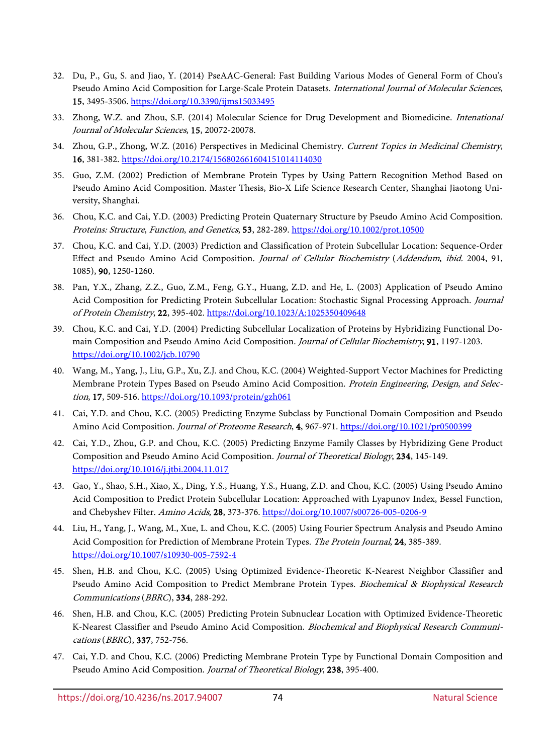32. Du, P., Gu, S. and Jiao, Y. (2014) PseAAC-General: Fast Building Various Modes of General Form of Chou's Pseudo Amino Acid Composition for Large-Scale Protein Datasets. *International Journal of Molecular Sciences*, **15**, 3495-3506. https://doi.org/10.3390/ijms15033495

33. Zhong, W.Z. and Zhou, S.F. (2014) Molecular Science for Drug Development and Biomedicine. *Intenational Journal of Molecular Sciences*, **15**, 20072-20078.

34. Zhou, G.P., Zhong, W.Z. (2016) Perspectives in Medicinal Chemistry. *Current Topics in Medicinal Chemistry*, **16**, 381-382. https://doi.org/10.2174/1568026616041510141140​30

35. Guo, Z.M. (2002) Prediction of Membrane Protein Types by Using Pattern Recognition Method Based on Pseudo Amino Acid Composition. Master Thesis, Bio-X Life Science Research Center, Shanghai Jiaotong University, Shanghai.

36. Chou, K.C. and Cai, Y.D. (2003) Predicting Protein Quaternary Structure by Pseudo Amino Acid Composition. *Proteins: Structure*, *Function*, *and Genetics*, **53**, 282-289. https://doi.org/10.1002/prot.10500

37. Chou, K.C. and Cai, Y.D. (2003) Prediction and Classification of Protein Subcellular Location: Sequence-Order Effect and Pseudo Amino Acid Composition. *Journal of Cellular Biochemistry* (*Addendum*, *ibid.* 2004, 91, 1085), **90**, 1250-1260.

38. Pan, Y.X., Zhang, Z.Z., Guo, Z.M., Feng, G.Y., Huang, Z.D. and He, L. (2003) Application of Pseudo Amino Acid Composition for Predicting Protein Subcellular Location: Stochastic Signal Processing Approach. *Journal of Protein Chemistry*, **22**, 395-402. https://doi.org/10.1023/A:1025350409648

39. Chou, K.C. and Cai, Y.D. (2004) Predicting Subcellular Localization of Proteins by Hybridizing Functional Domain Composition and Pseudo Amino Acid Composition. *Journal of Cellular Biochemistry*, **91**, 1197-1203. https://doi.org/10.1002/jcb.10790

40. Wang, M., Yang, J., Liu, G.P., Xu, Z.J. and Chou, K.C. (2004) Weighted-Support Vector Machines for Predicting Membrane Protein Types Based on Pseudo Amino Acid Composition. *Protein Engineering*, *Design*, *and Selection*, **17**, 509-516. https://doi.org/10.1093/protein/gzh061

41. Cai, Y.D. and Chou, K.C. (2005) Predicting Enzyme Subclass by Functional Domain Composition and Pseudo Amino Acid Composition. *Journal of Proteome Research*, **4**, 967-971. https://doi.org/10.1021/pr0500399

42. Cai, Y.D., Zhou, G.P. and Chou, K.C. (2005) Predicting Enzyme Family Classes by Hybridizing Gene Product Composition and Pseudo Amino Acid Composition. *Journal of Theoretical Biology*, **234**, 145-149. https://doi.org/10.1016/j.jtbi.2004.11.017

43. Gao, Y., Shao, S.H., Xiao, X., Ding, Y.S., Huang, Y.S., Huang, Z.D. and Chou, K.C. (2005) Using Pseudo Amino Acid Composition to Predict Protein Subcellular Location: Approached with Lyapunov Index, Bessel Function, and Chebyshev Filter. *Amino Acids*, **28**, 373-376. https://doi.org/10.1007/s00726-005-0206-9

44. Liu, H., Yang, J., Wang, M., Xue, L. and Chou, K.C. (2005) Using Fourier Spectrum Analysis and Pseudo Amino Acid Composition for Prediction of Membrane Protein Types. *The Protein Journal*, **24**, 385-389. https://doi.org/10.1007/s10930-005-7592-4

45. Shen, H.B. and Chou, K.C. (2005) Using Optimized Evidence-Theoretic K-Nearest Neighbor Classifier and Pseudo Amino Acid Composition to Predict Membrane Protein Types. *Biochemical & Biophysical Research Communications* (*BBRC*), **334**, 288-292.

46. Shen, H.B. and Chou, K.C. (2005) Predicting Protein Subnuclear Location with Optimized Evidence-Theoretic K-Nearest Classifier and Pseudo Amino Acid Composition. *Biochemical and Biophysical Research Communications* (*BBRC*), **337**, 752-756.

47. Cai, Y.D. and Chou, K.C. (2006) Predicting Membrane Protein Type by Functional Domain Composition and Pseudo Amino Acid Composition. *Journal of Theoretical Biology*, **238**, 395-400.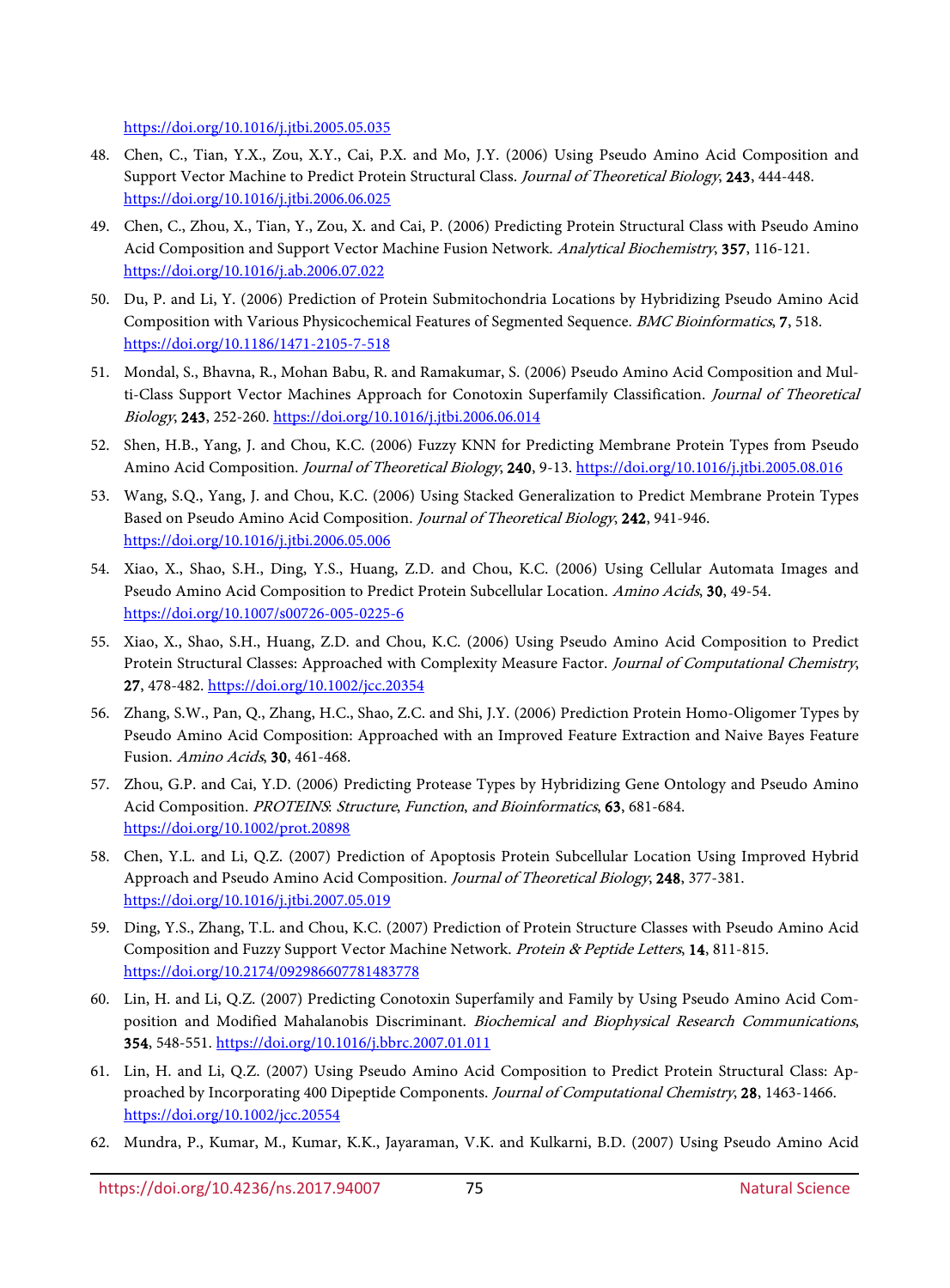https://doi.org/10.1016/j.jtbi.2005.05.035

48. Chen, C., Tian, Y.X., Zou, X.Y., Cai, P.X. and Mo, J.Y. (2006) Using Pseudo Amino Acid Composition and Support Vector Machine to Predict Protein Structural Class. *Journal of Theoretical Biology*, **243**, 444-448. https://doi.org/10.1016/j.jtbi.2006.06.025

49. Chen, C., Zhou, X., Tian, Y., Zou, X. and Cai, P. (2006) Predicting Protein Structural Class with Pseudo Amino Acid Composition and Support Vector Machine Fusion Network. *Analytical Biochemistry*, **357**, 116-121. https://doi.org/10.1016/j.ab.2006.07.022

50. Du, P. and Li, Y. (2006) Prediction of Protein Submitochondria Locations by Hybridizing Pseudo Amino Acid Composition with Various Physicochemical Features of Segmented Sequence. *BMC Bioinformatics*, **7**, 518. https://doi.org/10.1186/1471-2105-7-518

51. Mondal, S., Bhavna, R., Mohan Babu, R. and Ramakumar, S. (2006) Pseudo Amino Acid Composition and Multi-Class Support Vector Machines Approach for Conotoxin Superfamily Classification. *Journal of Theoretical Biology*, **243**, 252-260. https://doi.org/10.1016/j.jtbi.2006.06.014

52. Shen, H.B., Yang, J. and Chou, K.C. (2006) Fuzzy KNN for Predicting Membrane Protein Types from Pseudo Amino Acid Composition. *Journal of Theoretical Biology*, **240**, 9-13. https://doi.org/10.1016/j.jtbi.2005.08.016

53. Wang, S.Q., Yang, J. and Chou, K.C. (2006) Using Stacked Generalization to Predict Membrane Protein Types Based on Pseudo Amino Acid Composition. *Journal of Theoretical Biology*, **242**, 941-946. https://doi.org/10.1016/j.jtbi.2006.05.006

54. Xiao, X., Shao, S.H., Ding, Y.S., Huang, Z.D. and Chou, K.C. (2006) Using Cellular Automata Images and Pseudo Amino Acid Composition to Predict Protein Subcellular Location. *Amino Acids*, **30**, 49-54. https://doi.org/10.1007/s00726-005-0225-6

55. Xiao, X., Shao, S.H., Huang, Z.D. and Chou, K.C. (2006) Using Pseudo Amino Acid Composition to Predict Protein Structural Classes: Approached with Complexity Measure Factor. *Journal of Computational Chemistry*, **27**, 478-482. https://doi.org/10.1002/jcc.20354

56. Zhang, S.W., Pan, Q., Zhang, H.C., Shao, Z.C. and Shi, J.Y. (2006) Prediction Protein Homo-Oligomer Types by Pseudo Amino Acid Composition: Approached with an Improved Feature Extraction and Naive Bayes Feature Fusion. *Amino Acids*, **30**, 461-468.

57. Zhou, G.P. and Cai, Y.D. (2006) Predicting Protease Types by Hybridizing Gene Ontology and Pseudo Amino Acid Composition. *PROTEINS: Structure, Function, and Bioinformatics*, **63**, 681-684. https://doi.org/10.1002/prot.20898

58. Chen, Y.L. and Li, Q.Z. (2007) Prediction of Apoptosis Protein Subcellular Location Using Improved Hybrid Approach and Pseudo Amino Acid Composition. *Journal of Theoretical Biology*, **248**, 377-381. https://doi.org/10.1016/j.jtbi.2007.05.019

59. Ding, Y.S., Zhang, T.L. and Chou, K.C. (2007) Prediction of Protein Structure Classes with Pseudo Amino Acid Composition and Fuzzy Support Vector Machine Network. *Protein & Peptide Letters*, **14**, 811-815. https://doi.org/10.2174/092986607781483778

60. Lin, H. and Li, Q.Z. (2007) Predicting Conotoxin Superfamily and Family by Using Pseudo Amino Acid Composition and Modified Mahalanobis Discriminant. *Biochemical and Biophysical Research Communications*, **354**, 548-551. https://doi.org/10.1016/j.bbrc.2007.01.011

61. Lin, H. and Li, Q.Z. (2007) Using Pseudo Amino Acid Composition to Predict Protein Structural Class: Approached by Incorporating 400 Dipeptide Components. *Journal of Computational Chemistry*, **28**, 1463-1466. https://doi.org/10.1002/jcc.20554

62. Mundra, P., Kumar, M., Kumar, K.K., Jayaraman, V.K. and Kulkarni, B.D. (2007) Using Pseudo Amino Acid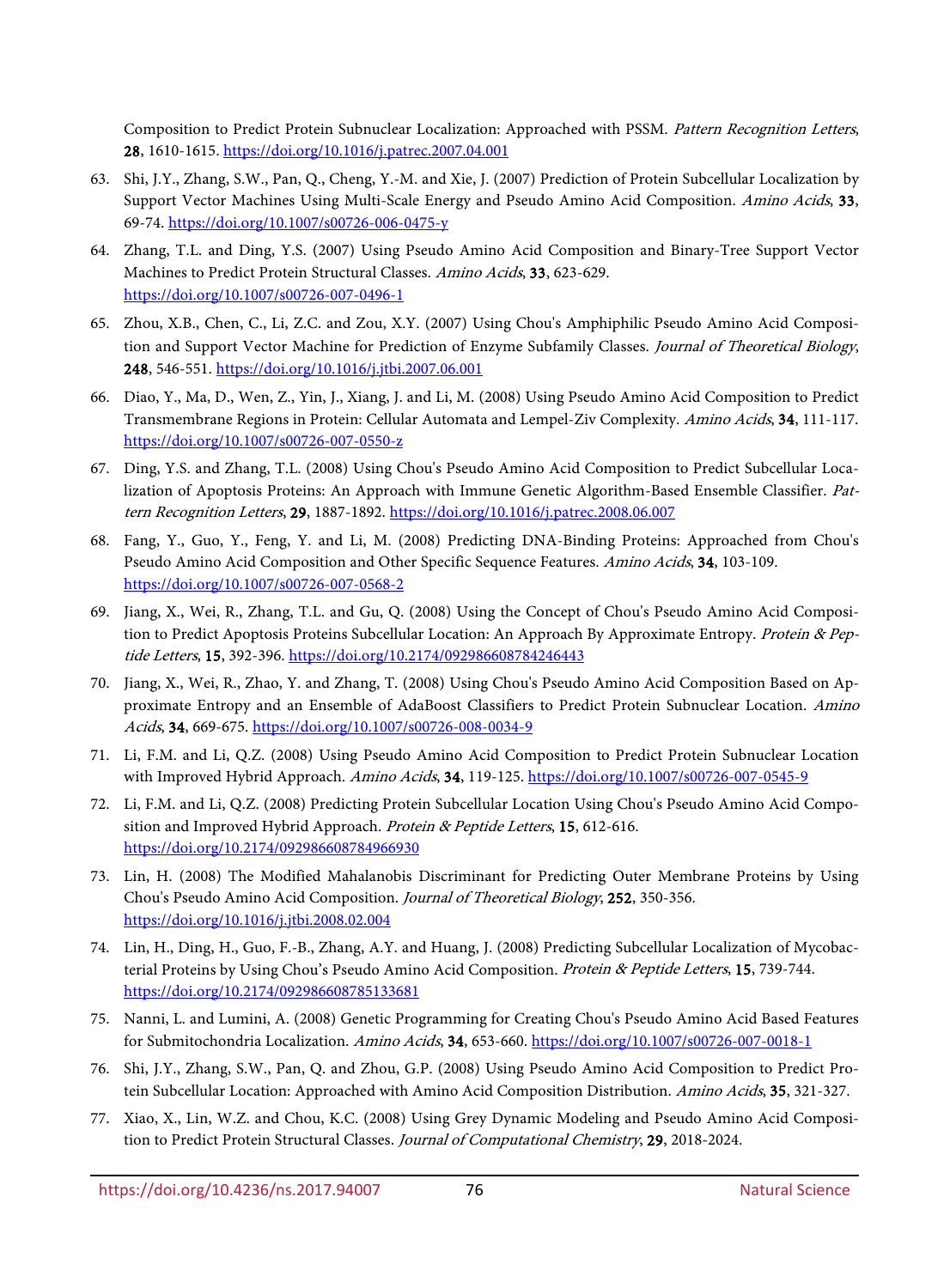Composition to Predict Protein Subnuclear Localization: Approached with PSSM. *Pattern Recognition Letters*, **28**, 1610-1615. https://doi.org/10.1016/j.patrec.2007.04.001

63. Shi, J.Y., Zhang, S.W., Pan, Q., Cheng, Y.-M. and Xie, J. (2007) Prediction of Protein Subcellular Localization by Support Vector Machines Using Multi-Scale Energy and Pseudo Amino Acid Composition. *Amino Acids*, **33**, 69-74. https://doi.org/10.1007/s00726-006-0475-y
64. Zhang, T.L. and Ding, Y.S. (2007) Using Pseudo Amino Acid Composition and Binary-Tree Support Vector Machines to Predict Protein Structural Classes. *Amino Acids*, **33**, 623-629. https://doi.org/10.1007/s00726-007-0496-1
65. Zhou, X.B., Chen, C., Li, Z.C. and Zou, X.Y. (2007) Using Chou's Amphiphilic Pseudo Amino Acid Composition and Support Vector Machine for Prediction of Enzyme Subfamily Classes. *Journal of Theoretical Biology*, **248**, 546-551. https://doi.org/10.1016/j.jtbi.2007.06.001
66. Diao, Y., Ma, D., Wen, Z., Yin, J., Xiang, J. and Li, M. (2008) Using Pseudo Amino Acid Composition to Predict Transmembrane Regions in Protein: Cellular Automata and Lempel-Ziv Complexity. *Amino Acids*, **34**, 111-117. https://doi.org/10.1007/s00726-007-0550-z
67. Ding, Y.S. and Zhang, T.L. (2008) Using Chou's Pseudo Amino Acid Composition to Predict Subcellular Localization of Apoptosis Proteins: An Approach with Immune Genetic Algorithm-Based Ensemble Classifier. *Pattern Recognition Letters*, **29**, 1887-1892. https://doi.org/10.1016/j.patrec.2008.06.007
68. Fang, Y., Guo, Y., Feng, Y. and Li, M. (2008) Predicting DNA-Binding Proteins: Approached from Chou's Pseudo Amino Acid Composition and Other Specific Sequence Features. *Amino Acids*, **34**, 103-109. https://doi.org/10.1007/s00726-007-0568-2
69. Jiang, X., Wei, R., Zhang, T.L. and Gu, Q. (2008) Using the Concept of Chou's Pseudo Amino Acid Composition to Predict Apoptosis Proteins Subcellular Location: An Approach By Approximate Entropy. *Protein & Peptide Letters*, **15**, 392-396. https://doi.org/10.2174/092986608784246443
70. Jiang, X., Wei, R., Zhao, Y. and Zhang, T. (2008) Using Chou's Pseudo Amino Acid Composition Based on Approximate Entropy and an Ensemble of AdaBoost Classifiers to Predict Protein Subnuclear Location. *Amino Acids*, **34**, 669-675. https://doi.org/10.1007/s00726-008-0034-9
71. Li, F.M. and Li, Q.Z. (2008) Using Pseudo Amino Acid Composition to Predict Protein Subnuclear Location with Improved Hybrid Approach. *Amino Acids*, **34**, 119-125. https://doi.org/10.1007/s00726-007-0545-9
72. Li, F.M. and Li, Q.Z. (2008) Predicting Protein Subcellular Location Using Chou's Pseudo Amino Acid Composition and Improved Hybrid Approach. *Protein & Peptide Letters*, **15**, 612-616. https://doi.org/10.2174/092986608784966930
73. Lin, H. (2008) The Modified Mahalanobis Discriminant for Predicting Outer Membrane Proteins by Using Chou's Pseudo Amino Acid Composition. *Journal of Theoretical Biology*, **252**, 350-356. https://doi.org/10.1016/j.jtbi.2008.02.004
74. Lin, H., Ding, H., Guo, F.-B., Zhang, A.Y. and Huang, J. (2008) Predicting Subcellular Localization of Mycobacterial Proteins by Using Chou's Pseudo Amino Acid Composition. *Protein & Peptide Letters*, **15**, 739-744. https://doi.org/10.2174/092986608785133681
75. Nanni, L. and Lumini, A. (2008) Genetic Programming for Creating Chou's Pseudo Amino Acid Based Features for Submitochondria Localization. *Amino Acids*, **34**, 653-660. https://doi.org/10.1007/s00726-007-0018-1
76. Shi, J.Y., Zhang, S.W., Pan, Q. and Zhou, G.P. (2008) Using Pseudo Amino Acid Composition to Predict Protein Subcellular Location: Approached with Amino Acid Composition Distribution. *Amino Acids*, **35**, 321-327.
77. Xiao, X., Lin, W.Z. and Chou, K.C. (2008) Using Grey Dynamic Modeling and Pseudo Amino Acid Composition to Predict Protein Structural Classes. *Journal of Computational Chemistry*, **29**, 2018-2024.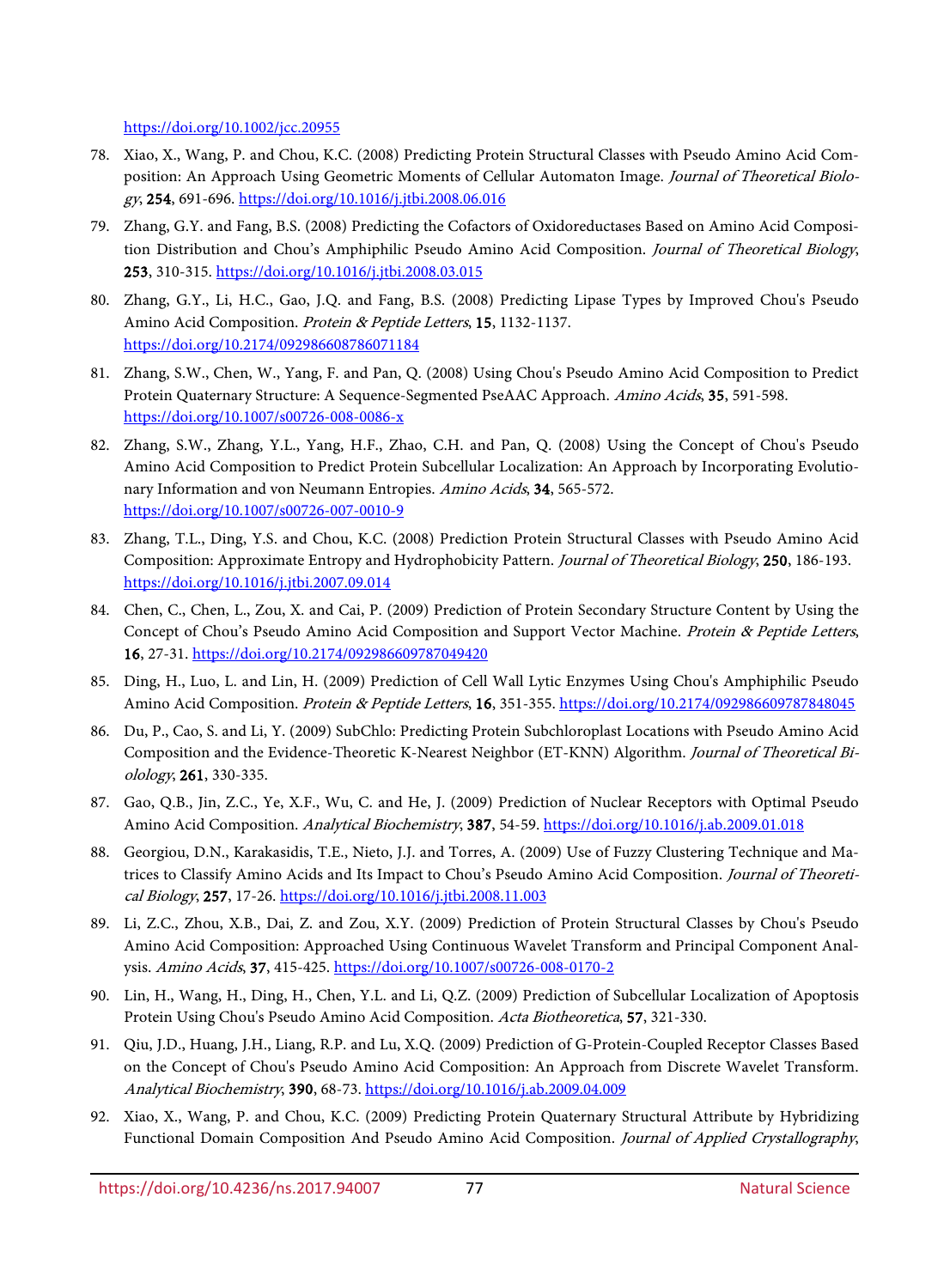https://doi.org/10.1002/jcc.20955

78. Xiao, X., Wang, P. and Chou, K.C. (2008) Predicting Protein Structural Classes with Pseudo Amino Acid Composition: An Approach Using Geometric Moments of Cellular Automaton Image. *Journal of Theoretical Biology*, **254**, 691-696. https://doi.org/10.1016/j.jtbi.2008.06.016
79. Zhang, G.Y. and Fang, B.S. (2008) Predicting the Cofactors of Oxidoreductases Based on Amino Acid Composition Distribution and Chou's Amphiphilic Pseudo Amino Acid Composition. *Journal of Theoretical Biology*, **253**, 310-315. https://doi.org/10.1016/j.jtbi.2008.03.015
80. Zhang, G.Y., Li, H.C., Gao, J.Q. and Fang, B.S. (2008) Predicting Lipase Types by Improved Chou's Pseudo Amino Acid Composition. *Protein & Peptide Letters*, **15**, 1132-1137. https://doi.org/10.2174/092986608786071184
81. Zhang, S.W., Chen, W., Yang, F. and Pan, Q. (2008) Using Chou's Pseudo Amino Acid Composition to Predict Protein Quaternary Structure: A Sequence-Segmented PseAAC Approach. *Amino Acids*, **35**, 591-598. https://doi.org/10.1007/s00726-008-0086-x
82. Zhang, S.W., Zhang, Y.L., Yang, H.F., Zhao, C.H. and Pan, Q. (2008) Using the Concept of Chou's Pseudo Amino Acid Composition to Predict Protein Subcellular Localization: An Approach by Incorporating Evolutionary Information and von Neumann Entropies. *Amino Acids*, **34**, 565-572. https://doi.org/10.1007/s00726-007-0010-9
83. Zhang, T.L., Ding, Y.S. and Chou, K.C. (2008) Prediction Protein Structural Classes with Pseudo Amino Acid Composition: Approximate Entropy and Hydrophobicity Pattern. *Journal of Theoretical Biology*, **250**, 186-193. https://doi.org/10.1016/j.jtbi.2007.09.014
84. Chen, C., Chen, L., Zou, X. and Cai, P. (2009) Prediction of Protein Secondary Structure Content by Using the Concept of Chou's Pseudo Amino Acid Composition and Support Vector Machine. *Protein & Peptide Letters*, **16**, 27-31. https://doi.org/10.2174/092986609787049420
85. Ding, H., Luo, L. and Lin, H. (2009) Prediction of Cell Wall Lytic Enzymes Using Chou's Amphiphilic Pseudo Amino Acid Composition. *Protein & Peptide Letters*, **16**, 351-355. https://doi.org/10.2174/092986609787848045
86. Du, P., Cao, S. and Li, Y. (2009) SubChlo: Predicting Protein Subchloroplast Locations with Pseudo Amino Acid Composition and the Evidence-Theoretic K-Nearest Neighbor (ET-KNN) Algorithm. *Journal of Theoretical Biology*, **261**, 330-335.
87. Gao, Q.B., Jin, Z.C., Ye, X.F., Wu, C. and He, J. (2009) Prediction of Nuclear Receptors with Optimal Pseudo Amino Acid Composition. *Analytical Biochemistry*, **387**, 54-59. https://doi.org/10.1016/j.ab.2009.01.018
88. Georgiou, D.N., Karakasidis, T.E., Nieto, J.J. and Torres, A. (2009) Use of Fuzzy Clustering Technique and Matrices to Classify Amino Acids and Its Impact to Chou's Pseudo Amino Acid Composition. *Journal of Theoretical Biology*, **257**, 17-26. https://doi.org/10.1016/j.jtbi.2008.11.003
89. Li, Z.C., Zhou, X.B., Dai, Z. and Zou, X.Y. (2009) Prediction of Protein Structural Classes by Chou's Pseudo Amino Acid Composition: Approached Using Continuous Wavelet Transform and Principal Component Analysis. *Amino Acids*, **37**, 415-425. https://doi.org/10.1007/s00726-008-0170-2
90. Lin, H., Wang, H., Ding, H., Chen, Y.L. and Li, Q.Z. (2009) Prediction of Subcellular Localization of Apoptosis Protein Using Chou's Pseudo Amino Acid Composition. *Acta Biotheoretica*, **57**, 321-330.
91. Qiu, J.D., Huang, J.H., Liang, R.P. and Lu, X.Q. (2009) Prediction of G-Protein-Coupled Receptor Classes Based on the Concept of Chou's Pseudo Amino Acid Composition: An Approach from Discrete Wavelet Transform. *Analytical Biochemistry*, **390**, 68-73. https://doi.org/10.1016/j.ab.2009.04.009
92. Xiao, X., Wang, P. and Chou, K.C. (2009) Predicting Protein Quaternary Structural Attribute by Hybridizing Functional Domain Composition And Pseudo Amino Acid Composition. *Journal of Applied Crystallography*,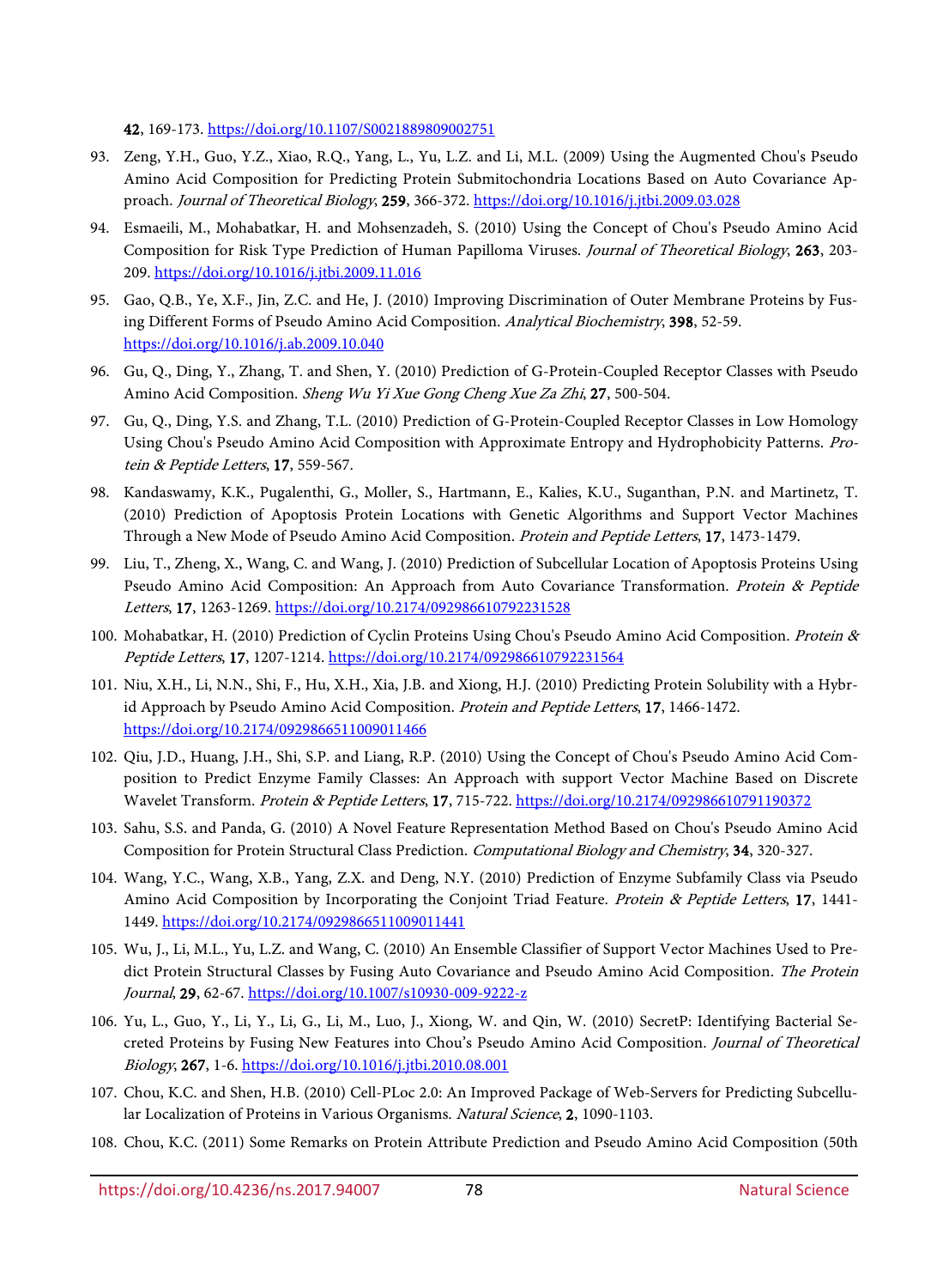**42**, 169-173. https://doi.org/10.1107/S0021889809002751

93. Zeng, Y.H., Guo, Y.Z., Xiao, R.Q., Yang, L., Yu, L.Z. and Li, M.L. (2009) Using the Augmented Chou's Pseudo Amino Acid Composition for Predicting Protein Submitochondria Locations Based on Auto Covariance Approach. *Journal of Theoretical Biology*, **259**, 366-372. https://doi.org/10.1016/j.jtbi.2009.03.028

94. Esmaeili, M., Mohabatkar, H. and Mohsenzadeh, S. (2010) Using the Concept of Chou's Pseudo Amino Acid Composition for Risk Type Prediction of Human Papilloma Viruses. *Journal of Theoretical Biology*, **263**, 203-209. https://doi.org/10.1016/j.jtbi.2009.11.016

95. Gao, Q.B., Ye, X.F., Jin, Z.C. and He, J. (2010) Improving Discrimination of Outer Membrane Proteins by Fusing Different Forms of Pseudo Amino Acid Composition. *Analytical Biochemistry*, **398**, 52-59. https://doi.org/10.1016/j.ab.2009.10.040

96. Gu, Q., Ding, Y., Zhang, T. and Shen, Y. (2010) Prediction of G-Protein-Coupled Receptor Classes with Pseudo Amino Acid Composition. *Sheng Wu Yi Xue Gong Cheng Xue Za Zhi*, **27**, 500-504.

97. Gu, Q., Ding, Y.S. and Zhang, T.L. (2010) Prediction of G-Protein-Coupled Receptor Classes in Low Homology Using Chou's Pseudo Amino Acid Composition with Approximate Entropy and Hydrophobicity Patterns. *Protein & Peptide Letters*, **17**, 559-567.

98. Kandaswamy, K.K., Pugalenthi, G., Moller, S., Hartmann, E., Kalies, K.U., Suganthan, P.N. and Martinetz, T. (2010) Prediction of Apoptosis Protein Locations with Genetic Algorithms and Support Vector Machines Through a New Mode of Pseudo Amino Acid Composition. *Protein and Peptide Letters*, **17**, 1473-1479.

99. Liu, T., Zheng, X., Wang, C. and Wang, J. (2010) Prediction of Subcellular Location of Apoptosis Proteins Using Pseudo Amino Acid Composition: An Approach from Auto Covariance Transformation. *Protein & Peptide Letters*, **17**, 1263-1269. https://doi.org/10.2174/092986610792231528

100. Mohabatkar, H. (2010) Prediction of Cyclin Proteins Using Chou's Pseudo Amino Acid Composition. *Protein & Peptide Letters*, **17**, 1207-1214. https://doi.org/10.2174/092986610792231564

101. Niu, X.H., Li, N.N., Shi, F., Hu, X.H., Xia, J.B. and Xiong, H.J. (2010) Predicting Protein Solubility with a Hybrid Approach by Pseudo Amino Acid Composition. *Protein and Peptide Letters*, **17**, 1466-1472. https://doi.org/10.2174/0929866511009011466

102. Qiu, J.D., Huang, J.H., Shi, S.P. and Liang, R.P. (2010) Using the Concept of Chou's Pseudo Amino Acid Composition to Predict Enzyme Family Classes: An Approach with support Vector Machine Based on Discrete Wavelet Transform. *Protein & Peptide Letters*, **17**, 715-722. https://doi.org/10.2174/092986610791190372

103. Sahu, S.S. and Panda, G. (2010) A Novel Feature Representation Method Based on Chou's Pseudo Amino Acid Composition for Protein Structural Class Prediction. *Computational Biology and Chemistry*, **34**, 320-327.

104. Wang, Y.C., Wang, X.B., Yang, Z.X. and Deng, N.Y. (2010) Prediction of Enzyme Subfamily Class via Pseudo Amino Acid Composition by Incorporating the Conjoint Triad Feature. *Protein & Peptide Letters*, **17**, 1441-1449. https://doi.org/10.2174/0929866511009011441

105. Wu, J., Li, M.L., Yu, L.Z. and Wang, C. (2010) An Ensemble Classifier of Support Vector Machines Used to Predict Protein Structural Classes by Fusing Auto Covariance and Pseudo Amino Acid Composition. *The Protein Journal*, **29**, 62-67. https://doi.org/10.1007/s10930-009-9222-z

106. Yu, L., Guo, Y., Li, Y., Li, G., Li, M., Luo, J., Xiong, W. and Qin, W. (2010) SecretP: Identifying Bacterial Secreted Proteins by Fusing New Features into Chou's Pseudo Amino Acid Composition. *Journal of Theoretical Biology*, **267**, 1-6. https://doi.org/10.1016/j.jtbi.2010.08.001

107. Chou, K.C. and Shen, H.B. (2010) Cell-PLoc 2.0: An Improved Package of Web-Servers for Predicting Subcellular Localization of Proteins in Various Organisms. *Natural Science*, **2**, 1090-1103.

108. Chou, K.C. (2011) Some Remarks on Protein Attribute Prediction and Pseudo Amino Acid Composition (50th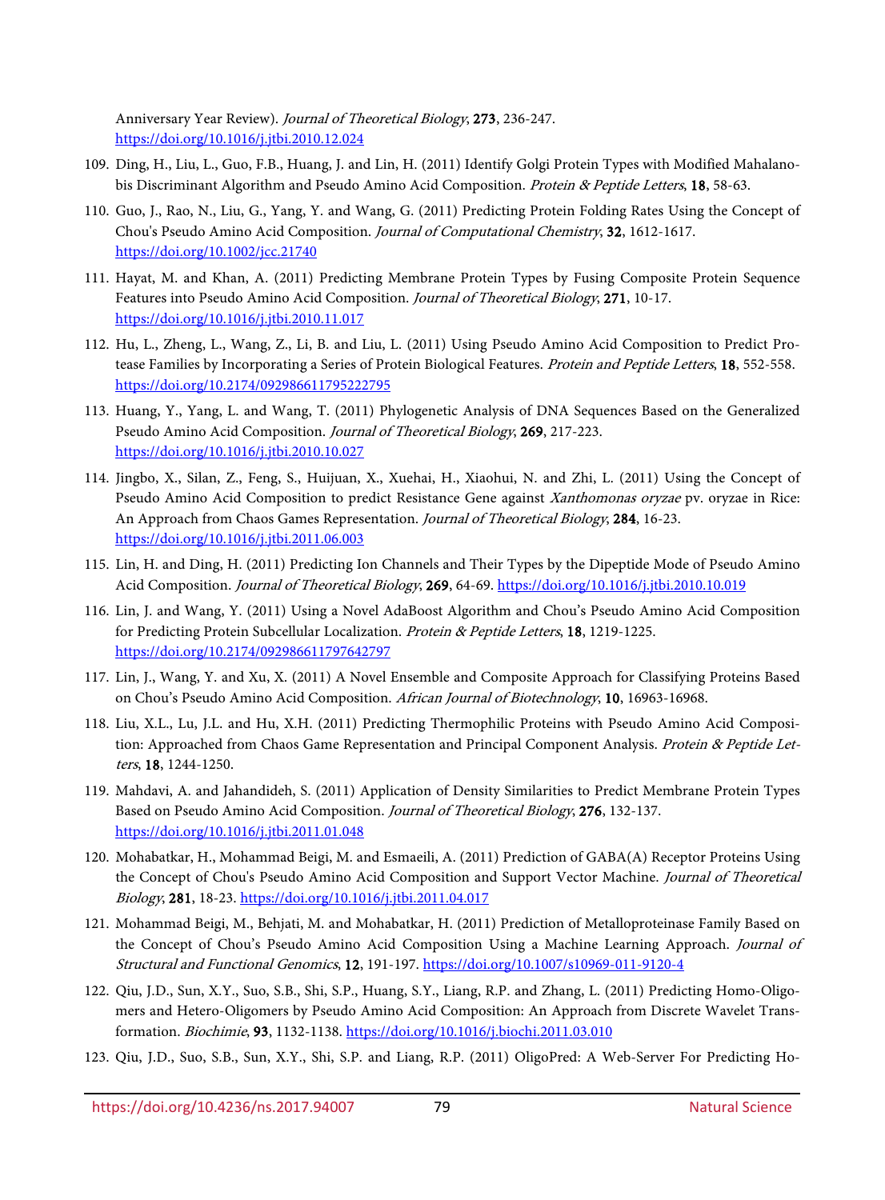Anniversary Year Review). *Journal of Theoretical Biology*, **273**, 236-247. https://doi.org/10.1016/j.jtbi.2010.12.024

109. Ding, H., Liu, L., Guo, F.B., Huang, J. and Lin, H. (2011) Identify Golgi Protein Types with Modified Mahalanobis Discriminant Algorithm and Pseudo Amino Acid Composition. *Protein & Peptide Letters*, **18**, 58-63.
110. Guo, J., Rao, N., Liu, G., Yang, Y. and Wang, G. (2011) Predicting Protein Folding Rates Using the Concept of Chou's Pseudo Amino Acid Composition. *Journal of Computational Chemistry*, **32**, 1612-1617. https://doi.org/10.1002/jcc.21740
111. Hayat, M. and Khan, A. (2011) Predicting Membrane Protein Types by Fusing Composite Protein Sequence Features into Pseudo Amino Acid Composition. *Journal of Theoretical Biology*, **271**, 10-17. https://doi.org/10.1016/j.jtbi.2010.11.017
112. Hu, L., Zheng, L., Wang, Z., Li, B. and Liu, L. (2011) Using Pseudo Amino Acid Composition to Predict Protease Families by Incorporating a Series of Protein Biological Features. *Protein and Peptide Letters*, **18**, 552-558. https://doi.org/10.2174/092986611795222795
113. Huang, Y., Yang, L. and Wang, T. (2011) Phylogenetic Analysis of DNA Sequences Based on the Generalized Pseudo Amino Acid Composition. *Journal of Theoretical Biology*, **269**, 217-223. https://doi.org/10.1016/j.jtbi.2010.10.027
114. Jingbo, X., Silan, Z., Feng, S., Huijuan, X., Xuehai, H., Xiaohui, N. and Zhi, L. (2011) Using the Concept of Pseudo Amino Acid Composition to predict Resistance Gene against *Xanthomonas oryzae* pv. oryzae in Rice: An Approach from Chaos Games Representation. *Journal of Theoretical Biology*, **284**, 16-23. https://doi.org/10.1016/j.jtbi.2011.06.003
115. Lin, H. and Ding, H. (2011) Predicting Ion Channels and Their Types by the Dipeptide Mode of Pseudo Amino Acid Composition. *Journal of Theoretical Biology*, **269**, 64-69. https://doi.org/10.1016/j.jtbi.2010.10.019
116. Lin, J. and Wang, Y. (2011) Using a Novel AdaBoost Algorithm and Chou's Pseudo Amino Acid Composition for Predicting Protein Subcellular Localization. *Protein & Peptide Letters*, **18**, 1219-1225. https://doi.org/10.2174/092986611797642797
117. Lin, J., Wang, Y. and Xu, X. (2011) A Novel Ensemble and Composite Approach for Classifying Proteins Based on Chou's Pseudo Amino Acid Composition. *African Journal of Biotechnology*, **10**, 16963-16968.
118. Liu, X.L., Lu, J.L. and Hu, X.H. (2011) Predicting Thermophilic Proteins with Pseudo Amino Acid Composition: Approached from Chaos Game Representation and Principal Component Analysis. *Protein & Peptide Letters*, **18**, 1244-1250.
119. Mahdavi, A. and Jahandideh, S. (2011) Application of Density Similarities to Predict Membrane Protein Types Based on Pseudo Amino Acid Composition. *Journal of Theoretical Biology*, **276**, 132-137. https://doi.org/10.1016/j.jtbi.2011.01.048
120. Mohabatkar, H., Mohammad Beigi, M. and Esmaeili, A. (2011) Prediction of GABA(A) Receptor Proteins Using the Concept of Chou's Pseudo Amino Acid Composition and Support Vector Machine. *Journal of Theoretical Biology*, **281**, 18-23. https://doi.org/10.1016/j.jtbi.2011.04.017
121. Mohammad Beigi, M., Behjati, M. and Mohabatkar, H. (2011) Prediction of Metalloproteinase Family Based on the Concept of Chou's Pseudo Amino Acid Composition Using a Machine Learning Approach. *Journal of Structural and Functional Genomics*, **12**, 191-197. https://doi.org/10.1007/s10969-011-9120-4
122. Qiu, J.D., Sun, X.Y., Suo, S.B., Shi, S.P., Huang, S.Y., Liang, R.P. and Zhang, L. (2011) Predicting Homo-Oligomers and Hetero-Oligomers by Pseudo Amino Acid Composition: An Approach from Discrete Wavelet Transformation. *Biochimie*, **93**, 1132-1138. https://doi.org/10.1016/j.biochi.2011.03.010
123. Qiu, J.D., Suo, S.B., Sun, X.Y., Shi, S.P. and Liang, R.P. (2011) OligoPred: A Web-Server For Predicting Ho-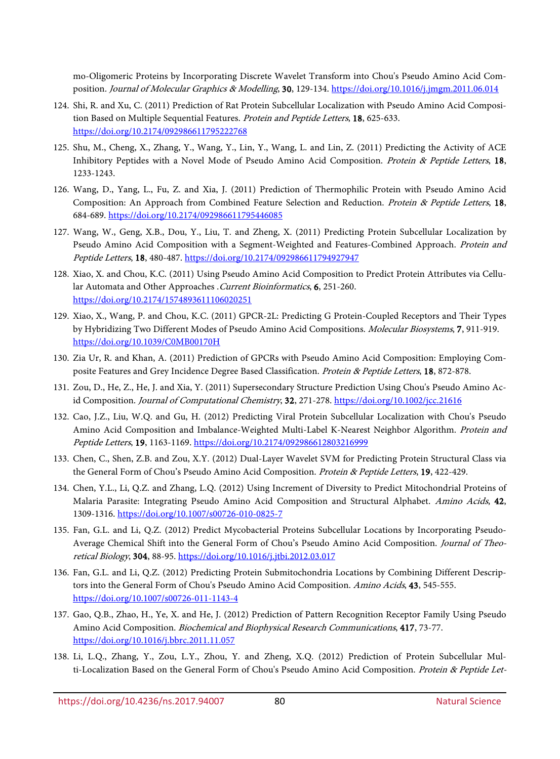mo-Oligomeric Proteins by Incorporating Discrete Wavelet Transform into Chou's Pseudo Amino Acid Composition. *Journal of Molecular Graphics & Modelling*, **30**, 129-134. https://doi.org/10.1016/j.jmgm.2011.06.014

124. Shi, R. and Xu, C. (2011) Prediction of Rat Protein Subcellular Localization with Pseudo Amino Acid Composition Based on Multiple Sequential Features. *Protein and Peptide Letters*, **18**, 625-633. https://doi.org/10.2174/092986611795222768

125. Shu, M., Cheng, X., Zhang, Y., Wang, Y., Lin, Y., Wang, L. and Lin, Z. (2011) Predicting the Activity of ACE Inhibitory Peptides with a Novel Mode of Pseudo Amino Acid Composition. *Protein & Peptide Letters*, **18**, 1233-1243.

126. Wang, D., Yang, L., Fu, Z. and Xia, J. (2011) Prediction of Thermophilic Protein with Pseudo Amino Acid Composition: An Approach from Combined Feature Selection and Reduction. *Protein & Peptide Letters*, **18**, 684-689. https://doi.org/10.2174/092986611795446085

127. Wang, W., Geng, X.B., Dou, Y., Liu, T. and Zheng, X. (2011) Predicting Protein Subcellular Localization by Pseudo Amino Acid Composition with a Segment-Weighted and Features-Combined Approach. *Protein and Peptide Letters*, **18**, 480-487. https://doi.org/10.2174/092986611794927947

128. Xiao, X. and Chou, K.C. (2011) Using Pseudo Amino Acid Composition to Predict Protein Attributes via Cellular Automata and Other Approaches .*Current Bioinformatics*, **6**, 251-260. https://doi.org/10.2174/1574893611106020251

129. Xiao, X., Wang, P. and Chou, K.C. (2011) GPCR-2L: Predicting G Protein-Coupled Receptors and Their Types by Hybridizing Two Different Modes of Pseudo Amino Acid Compositions. *Molecular Biosystems*, **7**, 911-919. https://doi.org/10.1039/C0MB00170H

130. Zia Ur, R. and Khan, A. (2011) Prediction of GPCRs with Pseudo Amino Acid Composition: Employing Composite Features and Grey Incidence Degree Based Classification. *Protein & Peptide Letters*, **18**, 872-878.

131. Zou, D., He, Z., He, J. and Xia, Y. (2011) Supersecondary Structure Prediction Using Chou's Pseudo Amino Acid Composition. *Journal of Computational Chemistry*, **32**, 271-278. https://doi.org/10.1002/jcc.21616

132. Cao, J.Z., Liu, W.Q. and Gu, H. (2012) Predicting Viral Protein Subcellular Localization with Chou's Pseudo Amino Acid Composition and Imbalance-Weighted Multi-Label K-Nearest Neighbor Algorithm. *Protein and Peptide Letters*, **19**, 1163-1169. https://doi.org/10.2174/092986612803216999

133. Chen, C., Shen, Z.B. and Zou, X.Y. (2012) Dual-Layer Wavelet SVM for Predicting Protein Structural Class via the General Form of Chou's Pseudo Amino Acid Composition. *Protein & Peptide Letters*, **19**, 422-429.

134. Chen, Y.L., Li, Q.Z. and Zhang, L.Q. (2012) Using Increment of Diversity to Predict Mitochondrial Proteins of Malaria Parasite: Integrating Pseudo Amino Acid Composition and Structural Alphabet. *Amino Acids*, **42**, 1309-1316. https://doi.org/10.1007/s00726-010-0825-7

135. Fan, G.L. and Li, Q.Z. (2012) Predict Mycobacterial Proteins Subcellular Locations by Incorporating Pseudo-Average Chemical Shift into the General Form of Chou's Pseudo Amino Acid Composition. *Journal of Theoretical Biology*, **304**, 88-95. https://doi.org/10.1016/j.jtbi.2012.03.017

136. Fan, G.L. and Li, Q.Z. (2012) Predicting Protein Submitochondria Locations by Combining Different Descriptors into the General Form of Chou's Pseudo Amino Acid Composition. *Amino Acids*, **43**, 545-555. https://doi.org/10.1007/s00726-011-1143-4

137. Gao, Q.B., Zhao, H., Ye, X. and He, J. (2012) Prediction of Pattern Recognition Receptor Family Using Pseudo Amino Acid Composition. *Biochemical and Biophysical Research Communications*, **417**, 73-77. https://doi.org/10.1016/j.bbrc.2011.11.057

138. Li, L.Q., Zhang, Y., Zou, L.Y., Zhou, Y. and Zheng, X.Q. (2012) Prediction of Protein Subcellular Multi-Localization Based on the General Form of Chou's Pseudo Amino Acid Composition. *Protein & Peptide Let-*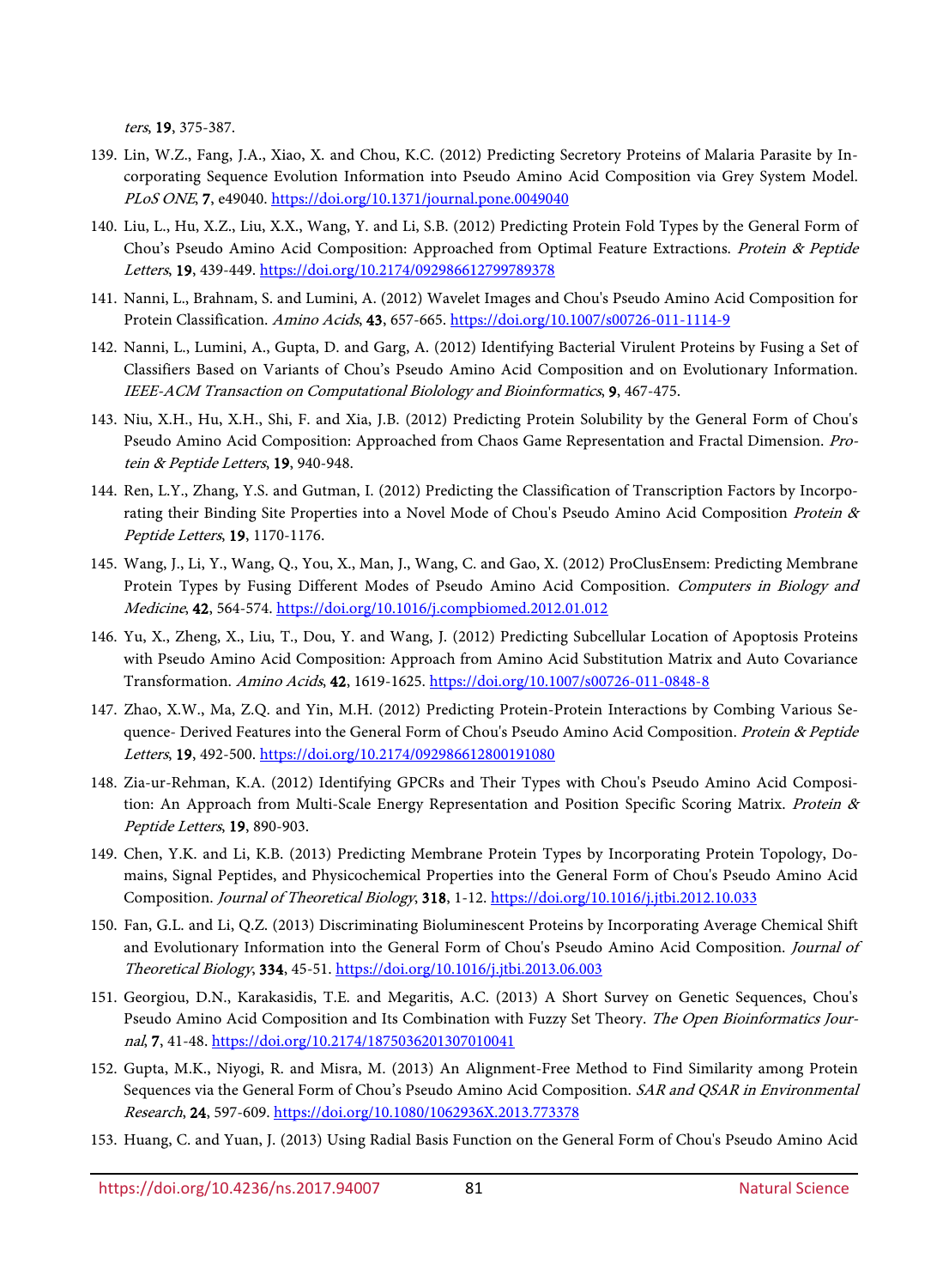*ters*, **19**, 375-387.

139. Lin, W.Z., Fang, J.A., Xiao, X. and Chou, K.C. (2012) Predicting Secretory Proteins of Malaria Parasite by Incorporating Sequence Evolution Information into Pseudo Amino Acid Composition via Grey System Model. *PLoS ONE*, **7**, e49040. https://doi.org/10.1371/journal.pone.0049040
140. Liu, L., Hu, X.Z., Liu, X.X., Wang, Y. and Li, S.B. (2012) Predicting Protein Fold Types by the General Form of Chou's Pseudo Amino Acid Composition: Approached from Optimal Feature Extractions. *Protein & Peptide Letters*, **19**, 439-449. https://doi.org/10.2174/092986612799789378
141. Nanni, L., Brahnam, S. and Lumini, A. (2012) Wavelet Images and Chou's Pseudo Amino Acid Composition for Protein Classification. *Amino Acids*, **43**, 657-665. https://doi.org/10.1007/s00726-011-1114-9
142. Nanni, L., Lumini, A., Gupta, D. and Garg, A. (2012) Identifying Bacterial Virulent Proteins by Fusing a Set of Classifiers Based on Variants of Chou's Pseudo Amino Acid Composition and on Evolutionary Information. *IEEE-ACM Transaction on Computational Biolology and Bioinformatics*, **9**, 467-475.
143. Niu, X.H., Hu, X.H., Shi, F. and Xia, J.B. (2012) Predicting Protein Solubility by the General Form of Chou's Pseudo Amino Acid Composition: Approached from Chaos Game Representation and Fractal Dimension. *Protein & Peptide Letters*, **19**, 940-948.
144. Ren, L.Y., Zhang, Y.S. and Gutman, I. (2012) Predicting the Classification of Transcription Factors by Incorporating their Binding Site Properties into a Novel Mode of Chou's Pseudo Amino Acid Composition *Protein & Peptide Letters*, **19**, 1170-1176.
145. Wang, J., Li, Y., Wang, Q., You, X., Man, J., Wang, C. and Gao, X. (2012) ProClusEnsem: Predicting Membrane Protein Types by Fusing Different Modes of Pseudo Amino Acid Composition. *Computers in Biology and Medicine*, **42**, 564-574. https://doi.org/10.1016/j.compbiomed.2012.01.012
146. Yu, X., Zheng, X., Liu, T., Dou, Y. and Wang, J. (2012) Predicting Subcellular Location of Apoptosis Proteins with Pseudo Amino Acid Composition: Approach from Amino Acid Substitution Matrix and Auto Covariance Transformation. *Amino Acids*, **42**, 1619-1625. https://doi.org/10.1007/s00726-011-0848-8
147. Zhao, X.W., Ma, Z.Q. and Yin, M.H. (2012) Predicting Protein-Protein Interactions by Combing Various Sequence- Derived Features into the General Form of Chou's Pseudo Amino Acid Composition. *Protein & Peptide Letters*, **19**, 492-500. https://doi.org/10.2174/092986612800191080
148. Zia-ur-Rehman, K.A. (2012) Identifying GPCRs and Their Types with Chou's Pseudo Amino Acid Composition: An Approach from Multi-Scale Energy Representation and Position Specific Scoring Matrix. *Protein & Peptide Letters*, **19**, 890-903.
149. Chen, Y.K. and Li, K.B. (2013) Predicting Membrane Protein Types by Incorporating Protein Topology, Domains, Signal Peptides, and Physicochemical Properties into the General Form of Chou's Pseudo Amino Acid Composition. *Journal of Theoretical Biology*, **318**, 1-12. https://doi.org/10.1016/j.jtbi.2012.10.033
150. Fan, G.L. and Li, Q.Z. (2013) Discriminating Bioluminescent Proteins by Incorporating Average Chemical Shift and Evolutionary Information into the General Form of Chou's Pseudo Amino Acid Composition. *Journal of Theoretical Biology*, **334**, 45-51. https://doi.org/10.1016/j.jtbi.2013.06.003
151. Georgiou, D.N., Karakasidis, T.E. and Megaritis, A.C. (2013) A Short Survey on Genetic Sequences, Chou's Pseudo Amino Acid Composition and Its Combination with Fuzzy Set Theory. *The Open Bioinformatics Journal*, **7**, 41-48. https://doi.org/10.2174/1875036201307010041
152. Gupta, M.K., Niyogi, R. and Misra, M. (2013) An Alignment-Free Method to Find Similarity among Protein Sequences via the General Form of Chou's Pseudo Amino Acid Composition. *SAR and QSAR in Environmental Research*, **24**, 597-609. https://doi.org/10.1080/1062936X.2013.773378
153. Huang, C. and Yuan, J. (2013) Using Radial Basis Function on the General Form of Chou's Pseudo Amino Acid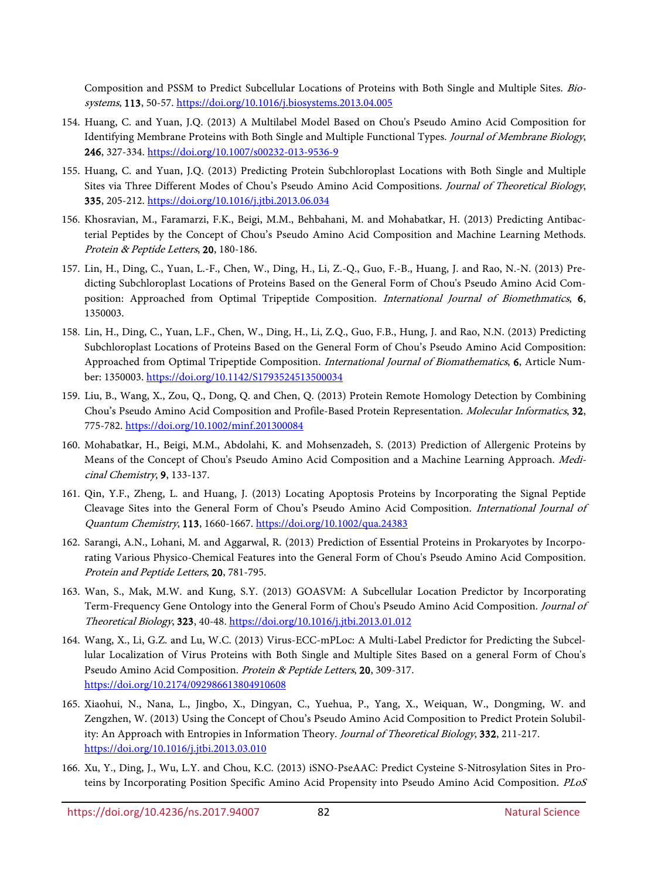Composition and PSSM to Predict Subcellular Locations of Proteins with Both Single and Multiple Sites. *Biosystems*, **113**, 50-57. https://doi.org/10.1016/j.biosystems.2013.04.005

154. Huang, C. and Yuan, J.Q. (2013) A Multilabel Model Based on Chou's Pseudo Amino Acid Composition for Identifying Membrane Proteins with Both Single and Multiple Functional Types. *Journal of Membrane Biology*, **246**, 327-334. https://doi.org/10.1007/s00232-013-9536-9

155. Huang, C. and Yuan, J.Q. (2013) Predicting Protein Subchloroplast Locations with Both Single and Multiple Sites via Three Different Modes of Chou's Pseudo Amino Acid Compositions. *Journal of Theoretical Biology*, **335**, 205-212. https://doi.org/10.1016/j.jtbi.2013.06.034

156. Khosravian, M., Faramarzi, F.K., Beigi, M.M., Behbahani, M. and Mohabatkar, H. (2013) Predicting Antibacterial Peptides by the Concept of Chou's Pseudo Amino Acid Composition and Machine Learning Methods. *Protein & Peptide Letters*, **20**, 180-186.

157. Lin, H., Ding, C., Yuan, L.-F., Chen, W., Ding, H., Li, Z.-Q., Guo, F.-B., Huang, J. and Rao, N.-N. (2013) Predicting Subchloroplast Locations of Proteins Based on the General Form of Chou's Pseudo Amino Acid Composition: Approached from Optimal Tripeptide Composition. *International Journal of Biomethmatics*, **6**, 1350003.

158. Lin, H., Ding, C., Yuan, L.F., Chen, W., Ding, H., Li, Z.Q., Guo, F.B., Hung, J. and Rao, N.N. (2013) Predicting Subchloroplast Locations of Proteins Based on the General Form of Chou's Pseudo Amino Acid Composition: Approached from Optimal Tripeptide Composition. *International Journal of Biomathematics*, **6**, Article Number: 1350003. https://doi.org/10.1142/S1793524513500034

159. Liu, B., Wang, X., Zou, Q., Dong, Q. and Chen, Q. (2013) Protein Remote Homology Detection by Combining Chou's Pseudo Amino Acid Composition and Profile-Based Protein Representation. *Molecular Informatics*, **32**, 775-782. https://doi.org/10.1002/minf.201300084

160. Mohabatkar, H., Beigi, M.M., Abdolahi, K. and Mohsenzadeh, S. (2013) Prediction of Allergenic Proteins by Means of the Concept of Chou's Pseudo Amino Acid Composition and a Machine Learning Approach. *Medicinal Chemistry*, **9**, 133-137.

161. Qin, Y.F., Zheng, L. and Huang, J. (2013) Locating Apoptosis Proteins by Incorporating the Signal Peptide Cleavage Sites into the General Form of Chou's Pseudo Amino Acid Composition. *International Journal of Quantum Chemistry*, **113**, 1660-1667. https://doi.org/10.1002/qua.24383

162. Sarangi, A.N., Lohani, M. and Aggarwal, R. (2013) Prediction of Essential Proteins in Prokaryotes by Incorporating Various Physico-Chemical Features into the General Form of Chou's Pseudo Amino Acid Composition. *Protein and Peptide Letters*, **20**, 781-795.

163. Wan, S., Mak, M.W. and Kung, S.Y. (2013) GOASVM: A Subcellular Location Predictor by Incorporating Term-Frequency Gene Ontology into the General Form of Chou's Pseudo Amino Acid Composition. *Journal of Theoretical Biology*, **323**, 40-48. https://doi.org/10.1016/j.jtbi.2013.01.012

164. Wang, X., Li, G.Z. and Lu, W.C. (2013) Virus-ECC-mPLoc: A Multi-Label Predictor for Predicting the Subcellular Localization of Virus Proteins with Both Single and Multiple Sites Based on a general Form of Chou's Pseudo Amino Acid Composition. *Protein & Peptide Letters*, **20**, 309-317. https://doi.org/10.2174/092986613804910608

165. Xiaohui, N., Nana, L., Jingbo, X., Dingyan, C., Yuehua, P., Yang, X., Weiquan, W., Dongming, W. and Zengzhen, W. (2013) Using the Concept of Chou's Pseudo Amino Acid Composition to Predict Protein Solubility: An Approach with Entropies in Information Theory. *Journal of Theoretical Biology*, **332**, 211-217. https://doi.org/10.1016/j.jtbi.2013.03.010

166. Xu, Y., Ding, J., Wu, L.Y. and Chou, K.C. (2013) iSNO-PseAAC: Predict Cysteine S-Nitrosylation Sites in Proteins by Incorporating Position Specific Amino Acid Propensity into Pseudo Amino Acid Composition. *PLoS*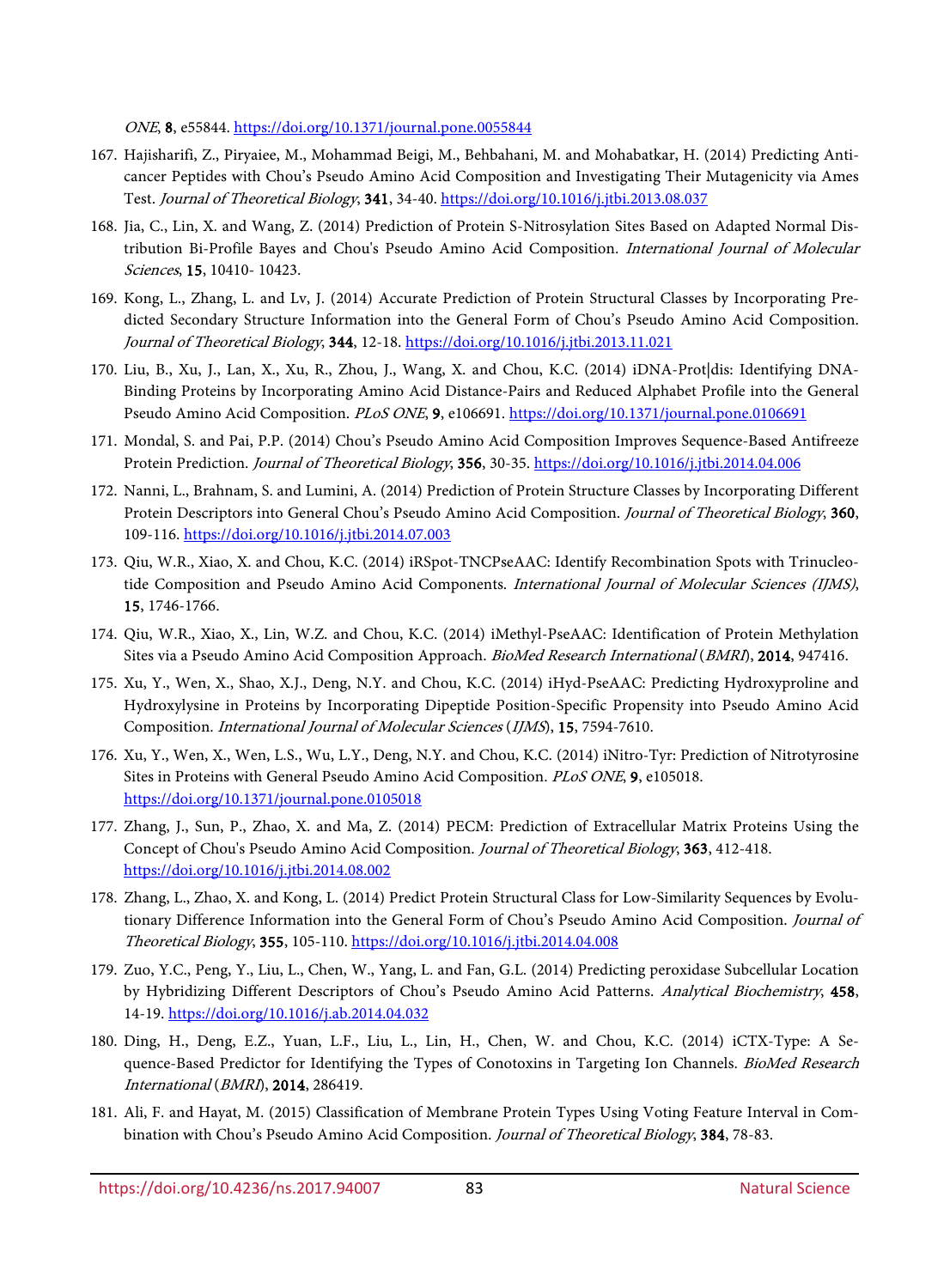*ONE*, **8**, e55844. https://doi.org/10.1371/journal.pone.0055844

167. Hajisharifi, Z., Piryaiee, M., Mohammad Beigi, M., Behbahani, M. and Mohabatkar, H. (2014) Predicting Anti-cancer Peptides with Chou's Pseudo Amino Acid Composition and Investigating Their Mutagenicity via Ames Test. *Journal of Theoretical Biology*, **341**, 34-40. https://doi.org/10.1016/j.jtbi.2013.08.037
168. Jia, C., Lin, X. and Wang, Z. (2014) Prediction of Protein S-Nitrosylation Sites Based on Adapted Normal Distribution Bi-Profile Bayes and Chou's Pseudo Amino Acid Composition. *International Journal of Molecular Sciences*, **15**, 10410- 10423.
169. Kong, L., Zhang, L. and Lv, J. (2014) Accurate Prediction of Protein Structural Classes by Incorporating Predicted Secondary Structure Information into the General Form of Chou's Pseudo Amino Acid Composition. *Journal of Theoretical Biology*, **344**, 12-18. https://doi.org/10.1016/j.jtbi.2013.11.021
170. Liu, B., Xu, J., Lan, X., Xu, R., Zhou, J., Wang, X. and Chou, K.C. (2014) iDNA-Prot|dis: Identifying DNA-Binding Proteins by Incorporating Amino Acid Distance-Pairs and Reduced Alphabet Profile into the General Pseudo Amino Acid Composition. *PLoS ONE*, **9**, e106691. https://doi.org/10.1371/journal.pone.0106691
171. Mondal, S. and Pai, P.P. (2014) Chou's Pseudo Amino Acid Composition Improves Sequence-Based Antifreeze Protein Prediction. *Journal of Theoretical Biology*, **356**, 30-35. https://doi.org/10.1016/j.jtbi.2014.04.006
172. Nanni, L., Brahnam, S. and Lumini, A. (2014) Prediction of Protein Structure Classes by Incorporating Different Protein Descriptors into General Chou's Pseudo Amino Acid Composition. *Journal of Theoretical Biology*, **360**, 109-116. https://doi.org/10.1016/j.jtbi.2014.07.003
173. Qiu, W.R., Xiao, X. and Chou, K.C. (2014) iRSpot-TNCPseAAC: Identify Recombination Spots with Trinucleotide Composition and Pseudo Amino Acid Components. *International Journal of Molecular Sciences (IJMS)*, **15**, 1746-1766.
174. Qiu, W.R., Xiao, X., Lin, W.Z. and Chou, K.C. (2014) iMethyl-PseAAC: Identification of Protein Methylation Sites via a Pseudo Amino Acid Composition Approach. *BioMed Research International* (*BMRI*), **2014**, 947416.
175. Xu, Y., Wen, X., Shao, X.J., Deng, N.Y. and Chou, K.C. (2014) iHyd-PseAAC: Predicting Hydroxyproline and Hydroxylysine in Proteins by Incorporating Dipeptide Position-Specific Propensity into Pseudo Amino Acid Composition. *International Journal of Molecular Sciences* (*IJMS*), **15**, 7594-7610.
176. Xu, Y., Wen, X., Wen, L.S., Wu, L.Y., Deng, N.Y. and Chou, K.C. (2014) iNitro-Tyr: Prediction of Nitrotyrosine Sites in Proteins with General Pseudo Amino Acid Composition. *PLoS ONE*, **9**, e105018. https://doi.org/10.1371/journal.pone.0105018
177. Zhang, J., Sun, P., Zhao, X. and Ma, Z. (2014) PECM: Prediction of Extracellular Matrix Proteins Using the Concept of Chou's Pseudo Amino Acid Composition. *Journal of Theoretical Biology*, **363**, 412-418. https://doi.org/10.1016/j.jtbi.2014.08.002
178. Zhang, L., Zhao, X. and Kong, L. (2014) Predict Protein Structural Class for Low-Similarity Sequences by Evolutionary Difference Information into the General Form of Chou's Pseudo Amino Acid Composition. *Journal of Theoretical Biology*, **355**, 105-110. https://doi.org/10.1016/j.jtbi.2014.04.008
179. Zuo, Y.C., Peng, Y., Liu, L., Chen, W., Yang, L. and Fan, G.L. (2014) Predicting peroxidase Subcellular Location by Hybridizing Different Descriptors of Chou's Pseudo Amino Acid Patterns. *Analytical Biochemistry*, **458**, 14-19. https://doi.org/10.1016/j.ab.2014.04.032
180. Ding, H., Deng, E.Z., Yuan, L.F., Liu, L., Lin, H., Chen, W. and Chou, K.C. (2014) iCTX-Type: A Sequence-Based Predictor for Identifying the Types of Conotoxins in Targeting Ion Channels. *BioMed Research International* (*BMRI*), **2014**, 286419.
181. Ali, F. and Hayat, M. (2015) Classification of Membrane Protein Types Using Voting Feature Interval in Combination with Chou's Pseudo Amino Acid Composition. *Journal of Theoretical Biology*, **384**, 78-83.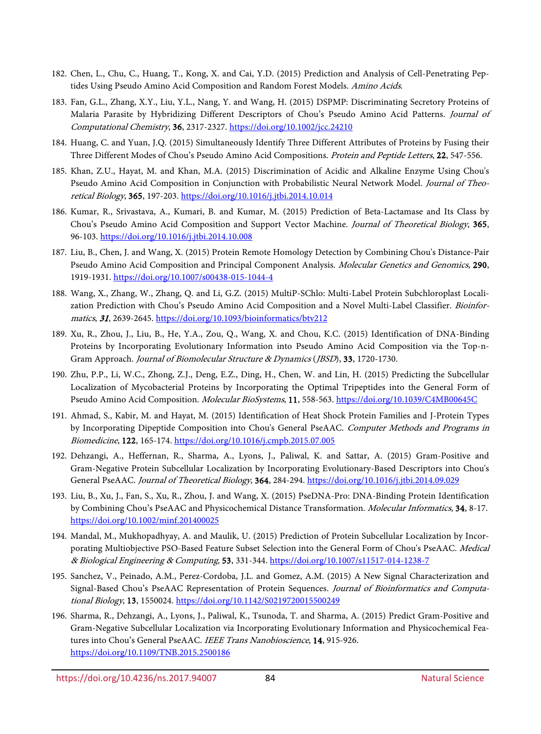182. Chen, L., Chu, C., Huang, T., Kong, X. and Cai, Y.D. (2015) Prediction and Analysis of Cell-Penetrating Peptides Using Pseudo Amino Acid Composition and Random Forest Models. *Amino Acids*.

183. Fan, G.L., Zhang, X.Y., Liu, Y.L., Nang, Y. and Wang, H. (2015) DSPMP: Discriminating Secretory Proteins of Malaria Parasite by Hybridizing Different Descriptors of Chou's Pseudo Amino Acid Patterns. *Journal of Computational Chemistry*, **36**, 2317-2327. https://doi.org/10.1002/jcc.24210

184. Huang, C. and Yuan, J.Q. (2015) Simultaneously Identify Three Different Attributes of Proteins by Fusing their Three Different Modes of Chou's Pseudo Amino Acid Compositions. *Protein and Peptide Letters*, **22**, 547-556.

185. Khan, Z.U., Hayat, M. and Khan, M.A. (2015) Discrimination of Acidic and Alkaline Enzyme Using Chou's Pseudo Amino Acid Composition in Conjunction with Probabilistic Neural Network Model. *Journal of Theoretical Biology*, **365**, 197-203. https://doi.org/10.1016/j.jtbi.2014.10.014

186. Kumar, R., Srivastava, A., Kumari, B. and Kumar, M. (2015) Prediction of Beta-Lactamase and Its Class by Chou's Pseudo Amino Acid Composition and Support Vector Machine. *Journal of Theoretical Biology*, **365**, 96-103. https://doi.org/10.1016/j.jtbi.2014.10.008

187. Liu, B., Chen, J. and Wang, X. (2015) Protein Remote Homology Detection by Combining Chou's Distance-Pair Pseudo Amino Acid Composition and Principal Component Analysis. *Molecular Genetics and Genomics*, **290**, 1919-1931. https://doi.org/10.1007/s00438-015-1044-4

188. Wang, X., Zhang, W., Zhang, Q. and Li, G.Z. (2015) MultiP-SChlo: Multi-Label Protein Subchloroplast Localization Prediction with Chou's Pseudo Amino Acid Composition and a Novel Multi-Label Classifier. *Bioinformatics*, ***31***, 2639-2645. https://doi.org/10.1093/bioinformatics/btv212

189. Xu, R., Zhou, J., Liu, B., He, Y.A., Zou, Q., Wang, X. and Chou, K.C. (2015) Identification of DNA-Binding Proteins by Incorporating Evolutionary Information into Pseudo Amino Acid Composition via the Top-n-Gram Approach. *Journal of Biomolecular Structure & Dynamics* (*JBSD*), **33**, 1720-1730.

190. Zhu, P.P., Li, W.C., Zhong, Z.J., Deng, E.Z., Ding, H., Chen, W. and Lin, H. (2015) Predicting the Subcellular Localization of Mycobacterial Proteins by Incorporating the Optimal Tripeptides into the General Form of Pseudo Amino Acid Composition. *Molecular BioSystems*, **11**, 558-563. https://doi.org/10.1039/C4MB00645C

191. Ahmad, S., Kabir, M. and Hayat, M. (2015) Identification of Heat Shock Protein Families and J-Protein Types by Incorporating Dipeptide Composition into Chou's General PseAAC. *Computer Methods and Programs in Biomedicine*, **122**, 165-174. https://doi.org/10.1016/j.cmpb.2015.07.005

192. Dehzangi, A., Heffernan, R., Sharma, A., Lyons, J., Paliwal, K. and Sattar, A. (2015) Gram-Positive and Gram-Negative Protein Subcellular Localization by Incorporating Evolutionary-Based Descriptors into Chou's General PseAAC. *Journal of Theoretical Biology*, **364**, 284-294. https://doi.org/10.1016/j.jtbi.2014.09.029

193. Liu, B., Xu, J., Fan, S., Xu, R., Zhou, J. and Wang, X. (2015) PseDNA-Pro: DNA-Binding Protein Identification by Combining Chou's PseAAC and Physicochemical Distance Transformation. *Molecular Informatics*, **34**, 8-17. https://doi.org/10.1002/minf.201400025

194. Mandal, M., Mukhopadhyay, A. and Maulik, U. (2015) Prediction of Protein Subcellular Localization by Incorporating Multiobjective PSO-Based Feature Subset Selection into the General Form of Chou's PseAAC. *Medical & Biological Engineering & Computing*, **53**, 331-344. https://doi.org/10.1007/s11517-014-1238-7

195. Sanchez, V., Peinado, A.M., Perez-Cordoba, J.L. and Gomez, A.M. (2015) A New Signal Characterization and Signal-Based Chou's PseAAC Representation of Protein Sequences. *Journal of Bioinformatics and Computational Biology*, **13**, 1550024. https://doi.org/10.1142/S0219720015500249

196. Sharma, R., Dehzangi, A., Lyons, J., Paliwal, K., Tsunoda, T. and Sharma, A. (2015) Predict Gram-Positive and Gram-Negative Subcellular Localization via Incorporating Evolutionary Information and Physicochemical Features into Chou's General PseAAC. *IEEE Trans Nanobioscience*, **14**, 915-926. https://doi.org/10.1109/TNB.2015.2500186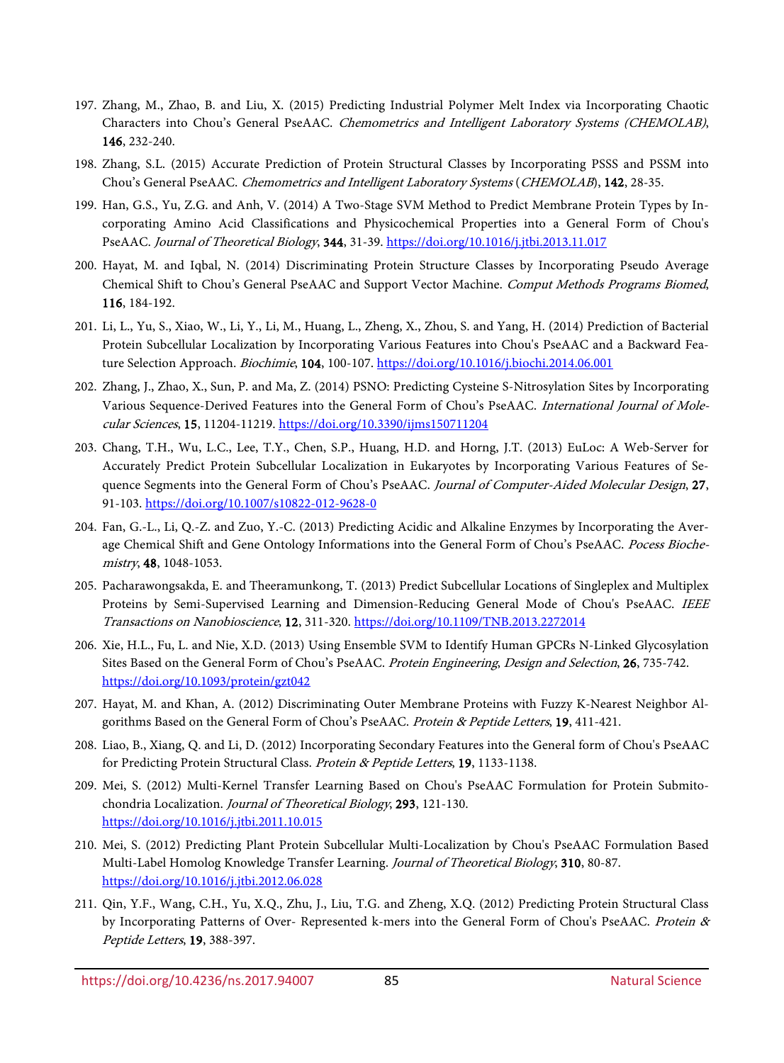197. Zhang, M., Zhao, B. and Liu, X. (2015) Predicting Industrial Polymer Melt Index via Incorporating Chaotic Characters into Chou's General PseAAC. *Chemometrics and Intelligent Laboratory Systems (CHEMOLAB)*, **146**, 232-240.

198. Zhang, S.L. (2015) Accurate Prediction of Protein Structural Classes by Incorporating PSSS and PSSM into Chou's General PseAAC. *Chemometrics and Intelligent Laboratory Systems* (*CHEMOLAB*), **142**, 28-35.

199. Han, G.S., Yu, Z.G. and Anh, V. (2014) A Two-Stage SVM Method to Predict Membrane Protein Types by Incorporating Amino Acid Classifications and Physicochemical Properties into a General Form of Chou's PseAAC. *Journal of Theoretical Biology*, **344**, 31-39. https://doi.org/10.1016/j.jtbi.2013.11.017

200. Hayat, M. and Iqbal, N. (2014) Discriminating Protein Structure Classes by Incorporating Pseudo Average Chemical Shift to Chou's General PseAAC and Support Vector Machine. *Comput Methods Programs Biomed*, **116**, 184-192.

201. Li, L., Yu, S., Xiao, W., Li, Y., Li, M., Huang, L., Zheng, X., Zhou, S. and Yang, H. (2014) Prediction of Bacterial Protein Subcellular Localization by Incorporating Various Features into Chou's PseAAC and a Backward Feature Selection Approach. *Biochimie*, **104**, 100-107. https://doi.org/10.1016/j.biochi.2014.06.001

202. Zhang, J., Zhao, X., Sun, P. and Ma, Z. (2014) PSNO: Predicting Cysteine S-Nitrosylation Sites by Incorporating Various Sequence-Derived Features into the General Form of Chou's PseAAC. *International Journal of Molecular Sciences*, **15**, 11204-11219. https://doi.org/10.3390/ijms150711204

203. Chang, T.H., Wu, L.C., Lee, T.Y., Chen, S.P., Huang, H.D. and Horng, J.T. (2013) EuLoc: A Web-Server for Accurately Predict Protein Subcellular Localization in Eukaryotes by Incorporating Various Features of Sequence Segments into the General Form of Chou's PseAAC. *Journal of Computer-Aided Molecular Design*, **27**, 91-103. https://doi.org/10.1007/s10822-012-9628-0

204. Fan, G.-L., Li, Q.-Z. and Zuo, Y.-C. (2013) Predicting Acidic and Alkaline Enzymes by Incorporating the Average Chemical Shift and Gene Ontology Informations into the General Form of Chou's PseAAC. *Pocess Biochemistry*, **48**, 1048-1053.

205. Pacharawongsakda, E. and Theeramunkong, T. (2013) Predict Subcellular Locations of Singleplex and Multiplex Proteins by Semi-Supervised Learning and Dimension-Reducing General Mode of Chou's PseAAC. *IEEE Transactions on Nanobioscience*, **12**, 311-320. https://doi.org/10.1109/TNB.2013.2272014

206. Xie, H.L., Fu, L. and Nie, X.D. (2013) Using Ensemble SVM to Identify Human GPCRs N-Linked Glycosylation Sites Based on the General Form of Chou's PseAAC. *Protein Engineering*, *Design and Selection*, **26**, 735-742. https://doi.org/10.1093/protein/gzt042

207. Hayat, M. and Khan, A. (2012) Discriminating Outer Membrane Proteins with Fuzzy K-Nearest Neighbor Algorithms Based on the General Form of Chou's PseAAC. *Protein & Peptide Letters*, **19**, 411-421.

208. Liao, B., Xiang, Q. and Li, D. (2012) Incorporating Secondary Features into the General form of Chou's PseAAC for Predicting Protein Structural Class. *Protein & Peptide Letters*, **19**, 1133-1138.

209. Mei, S. (2012) Multi-Kernel Transfer Learning Based on Chou's PseAAC Formulation for Protein Submitochondria Localization. *Journal of Theoretical Biology*, **293**, 121-130. https://doi.org/10.1016/j.jtbi.2011.10.015

210. Mei, S. (2012) Predicting Plant Protein Subcellular Multi-Localization by Chou's PseAAC Formulation Based Multi-Label Homolog Knowledge Transfer Learning. *Journal of Theoretical Biology*, **310**, 80-87. https://doi.org/10.1016/j.jtbi.2012.06.028

211. Qin, Y.F., Wang, C.H., Yu, X.Q., Zhu, J., Liu, T.G. and Zheng, X.Q. (2012) Predicting Protein Structural Class by Incorporating Patterns of Over- Represented k-mers into the General Form of Chou's PseAAC. *Protein & Peptide Letters*, **19**, 388-397.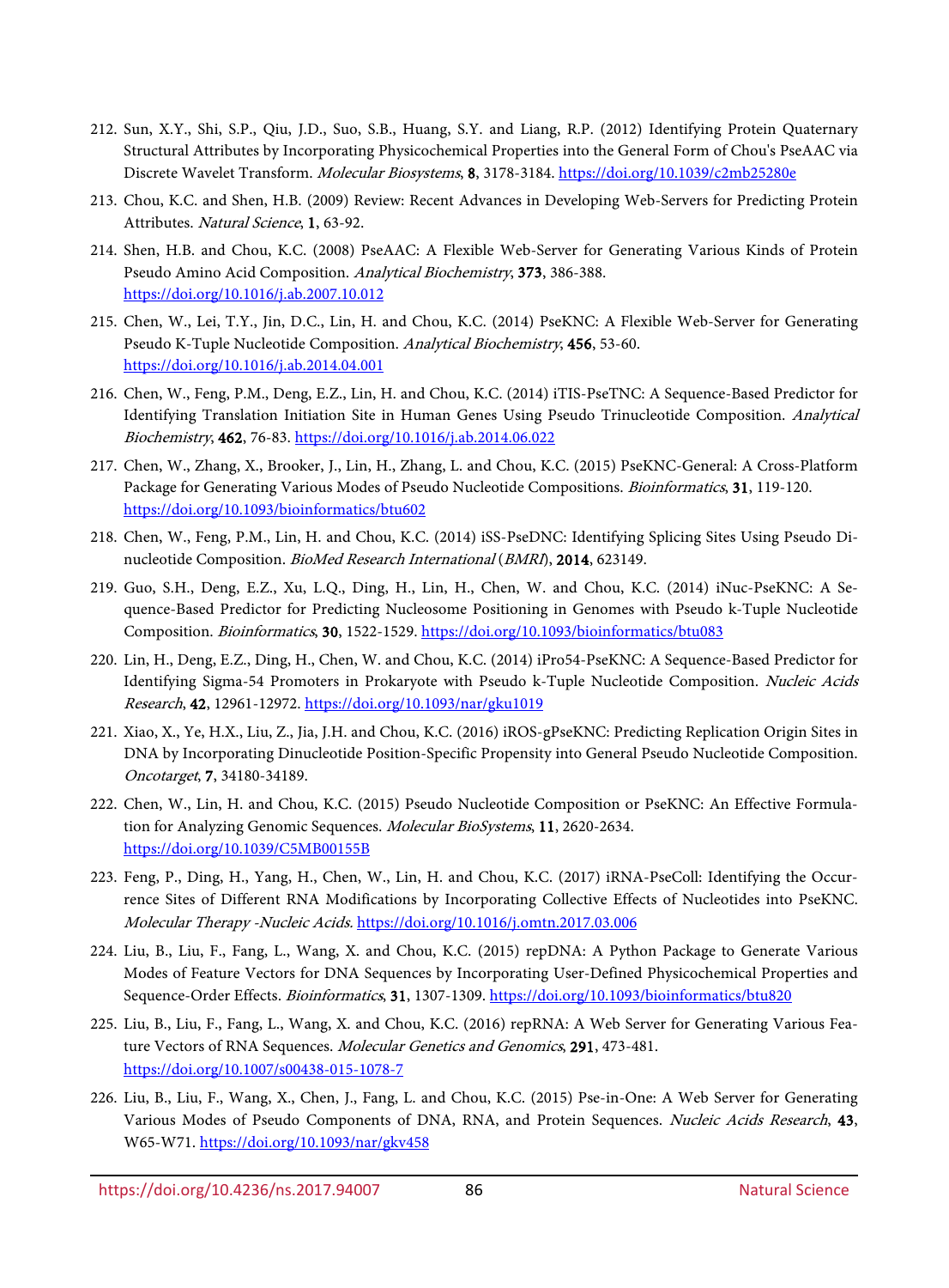212. Sun, X.Y., Shi, S.P., Qiu, J.D., Suo, S.B., Huang, S.Y. and Liang, R.P. (2012) Identifying Protein Quaternary Structural Attributes by Incorporating Physicochemical Properties into the General Form of Chou's PseAAC via Discrete Wavelet Transform. *Molecular Biosystems*, **8**, 3178-3184. https://doi.org/10.1039/c2mb25280e

213. Chou, K.C. and Shen, H.B. (2009) Review: Recent Advances in Developing Web-Servers for Predicting Protein Attributes. *Natural Science*, **1**, 63-92.

214. Shen, H.B. and Chou, K.C. (2008) PseAAC: A Flexible Web-Server for Generating Various Kinds of Protein Pseudo Amino Acid Composition. *Analytical Biochemistry*, **373**, 386-388. https://doi.org/10.1016/j.ab.2007.10.012

215. Chen, W., Lei, T.Y., Jin, D.C., Lin, H. and Chou, K.C. (2014) PseKNC: A Flexible Web-Server for Generating Pseudo K-Tuple Nucleotide Composition. *Analytical Biochemistry*, **456**, 53-60. https://doi.org/10.1016/j.ab.2014.04.001

216. Chen, W., Feng, P.M., Deng, E.Z., Lin, H. and Chou, K.C. (2014) iTIS-PseTNC: A Sequence-Based Predictor for Identifying Translation Initiation Site in Human Genes Using Pseudo Trinucleotide Composition. *Analytical Biochemistry*, **462**, 76-83. https://doi.org/10.1016/j.ab.2014.06.022

217. Chen, W., Zhang, X., Brooker, J., Lin, H., Zhang, L. and Chou, K.C. (2015) PseKNC-General: A Cross-Platform Package for Generating Various Modes of Pseudo Nucleotide Compositions. *Bioinformatics*, **31**, 119-120. https://doi.org/10.1093/bioinformatics/btu602

218. Chen, W., Feng, P.M., Lin, H. and Chou, K.C. (2014) iSS-PseDNC: Identifying Splicing Sites Using Pseudo Dinucleotide Composition. *BioMed Research International* (*BMRI*), **2014**, 623149.

219. Guo, S.H., Deng, E.Z., Xu, L.Q., Ding, H., Lin, H., Chen, W. and Chou, K.C. (2014) iNuc-PseKNC: A Sequence-Based Predictor for Predicting Nucleosome Positioning in Genomes with Pseudo k-Tuple Nucleotide Composition. *Bioinformatics*, **30**, 1522-1529. https://doi.org/10.1093/bioinformatics/btu083

220. Lin, H., Deng, E.Z., Ding, H., Chen, W. and Chou, K.C. (2014) iPro54-PseKNC: A Sequence-Based Predictor for Identifying Sigma-54 Promoters in Prokaryote with Pseudo k-Tuple Nucleotide Composition. *Nucleic Acids Research*, **42**, 12961-12972. https://doi.org/10.1093/nar/gku1019

221. Xiao, X., Ye, H.X., Liu, Z., Jia, J.H. and Chou, K.C. (2016) iROS-gPseKNC: Predicting Replication Origin Sites in DNA by Incorporating Dinucleotide Position-Specific Propensity into General Pseudo Nucleotide Composition. *Oncotarget*, **7**, 34180-34189.

222. Chen, W., Lin, H. and Chou, K.C. (2015) Pseudo Nucleotide Composition or PseKNC: An Effective Formulation for Analyzing Genomic Sequences. *Molecular BioSystems*, **11**, 2620-2634. https://doi.org/10.1039/C5MB00155B

223. Feng, P., Ding, H., Yang, H., Chen, W., Lin, H. and Chou, K.C. (2017) iRNA-PseColl: Identifying the Occurrence Sites of Different RNA Modifications by Incorporating Collective Effects of Nucleotides into PseKNC. *Molecular Therapy -Nucleic Acids*. https://doi.org/10.1016/j.omtn.2017.03.006

224. Liu, B., Liu, F., Fang, L., Wang, X. and Chou, K.C. (2015) repDNA: A Python Package to Generate Various Modes of Feature Vectors for DNA Sequences by Incorporating User-Defined Physicochemical Properties and Sequence-Order Effects. *Bioinformatics*, **31**, 1307-1309. https://doi.org/10.1093/bioinformatics/btu820

225. Liu, B., Liu, F., Fang, L., Wang, X. and Chou, K.C. (2016) repRNA: A Web Server for Generating Various Feature Vectors of RNA Sequences. *Molecular Genetics and Genomics*, **291**, 473-481. https://doi.org/10.1007/s00438-015-1078-7

226. Liu, B., Liu, F., Wang, X., Chen, J., Fang, L. and Chou, K.C. (2015) Pse-in-One: A Web Server for Generating Various Modes of Pseudo Components of DNA, RNA, and Protein Sequences. *Nucleic Acids Research*, **43**, W65-W71. https://doi.org/10.1093/nar/gkv458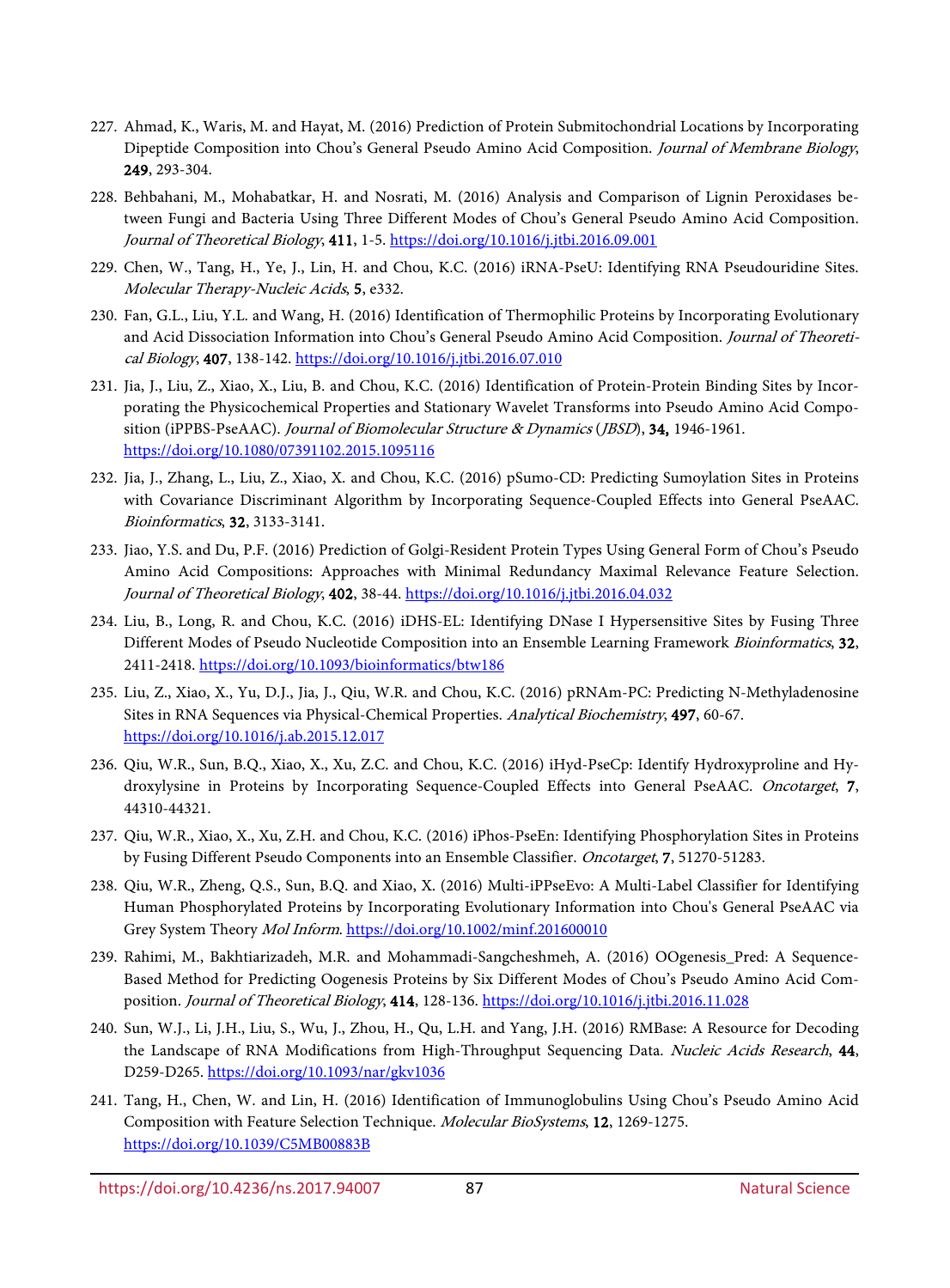227. Ahmad, K., Waris, M. and Hayat, M. (2016) Prediction of Protein Submitochondrial Locations by Incorporating Dipeptide Composition into Chou's General Pseudo Amino Acid Composition. *Journal of Membrane Biology*, **249**, 293-304.

228. Behbahani, M., Mohabatkar, H. and Nosrati, M. (2016) Analysis and Comparison of Lignin Peroxidases between Fungi and Bacteria Using Three Different Modes of Chou's General Pseudo Amino Acid Composition. *Journal of Theoretical Biology*, **411**, 1-5. https://doi.org/10.1016/j.jtbi.2016.09.001

229. Chen, W., Tang, H., Ye, J., Lin, H. and Chou, K.C. (2016) iRNA-PseU: Identifying RNA Pseudouridine Sites. *Molecular Therapy-Nucleic Acids*, **5**, e332.

230. Fan, G.L., Liu, Y.L. and Wang, H. (2016) Identification of Thermophilic Proteins by Incorporating Evolutionary and Acid Dissociation Information into Chou's General Pseudo Amino Acid Composition. *Journal of Theoretical Biology*, **407**, 138-142. https://doi.org/10.1016/j.jtbi.2016.07.010

231. Jia, J., Liu, Z., Xiao, X., Liu, B. and Chou, K.C. (2016) Identification of Protein-Protein Binding Sites by Incorporating the Physicochemical Properties and Stationary Wavelet Transforms into Pseudo Amino Acid Composition (iPPBS-PseAAC). *Journal of Biomolecular Structure & Dynamics* (*JBSD*), **34,** 1946-1961. https://doi.org/10.1080/07391102.2015.1095116

232. Jia, J., Zhang, L., Liu, Z., Xiao, X. and Chou, K.C. (2016) pSumo-CD: Predicting Sumoylation Sites in Proteins with Covariance Discriminant Algorithm by Incorporating Sequence-Coupled Effects into General PseAAC. *Bioinformatics*, **32**, 3133-3141.

233. Jiao, Y.S. and Du, P.F. (2016) Prediction of Golgi-Resident Protein Types Using General Form of Chou's Pseudo Amino Acid Compositions: Approaches with Minimal Redundancy Maximal Relevance Feature Selection. *Journal of Theoretical Biology*, **402**, 38-44. https://doi.org/10.1016/j.jtbi.2016.04.032

234. Liu, B., Long, R. and Chou, K.C. (2016) iDHS-EL: Identifying DNase I Hypersensitive Sites by Fusing Three Different Modes of Pseudo Nucleotide Composition into an Ensemble Learning Framework *Bioinformatics*, **32**, 2411-2418. https://doi.org/10.1093/bioinformatics/btw186

235. Liu, Z., Xiao, X., Yu, D.J., Jia, J., Qiu, W.R. and Chou, K.C. (2016) pRNAm-PC: Predicting N-Methyladenosine Sites in RNA Sequences via Physical-Chemical Properties. *Analytical Biochemistry*, **497**, 60-67. https://doi.org/10.1016/j.ab.2015.12.017

236. Qiu, W.R., Sun, B.Q., Xiao, X., Xu, Z.C. and Chou, K.C. (2016) iHyd-PseCp: Identify Hydroxyproline and Hydroxylysine in Proteins by Incorporating Sequence-Coupled Effects into General PseAAC. *Oncotarget*, **7**, 44310-44321.

237. Qiu, W.R., Xiao, X., Xu, Z.H. and Chou, K.C. (2016) iPhos-PseEn: Identifying Phosphorylation Sites in Proteins by Fusing Different Pseudo Components into an Ensemble Classifier. *Oncotarget*, **7**, 51270-51283.

238. Qiu, W.R., Zheng, Q.S., Sun, B.Q. and Xiao, X. (2016) Multi-iPPseEvo: A Multi-Label Classifier for Identifying Human Phosphorylated Proteins by Incorporating Evolutionary Information into Chou's General PseAAC via Grey System Theory *Mol Inform*. https://doi.org/10.1002/minf.201600010

239. Rahimi, M., Bakhtiarizadeh, M.R. and Mohammadi-Sangcheshmeh, A. (2016) OOgenesis_Pred: A Sequence-Based Method for Predicting Oogenesis Proteins by Six Different Modes of Chou's Pseudo Amino Acid Composition. *Journal of Theoretical Biology*, **414**, 128-136. https://doi.org/10.1016/j.jtbi.2016.11.028

240. Sun, W.J., Li, J.H., Liu, S., Wu, J., Zhou, H., Qu, L.H. and Yang, J.H. (2016) RMBase: A Resource for Decoding the Landscape of RNA Modifications from High-Throughput Sequencing Data. *Nucleic Acids Research*, **44**, D259-D265. https://doi.org/10.1093/nar/gkv1036

241. Tang, H., Chen, W. and Lin, H. (2016) Identification of Immunoglobulins Using Chou's Pseudo Amino Acid Composition with Feature Selection Technique. *Molecular BioSystems*, **12**, 1269-1275. https://doi.org/10.1039/C5MB00883B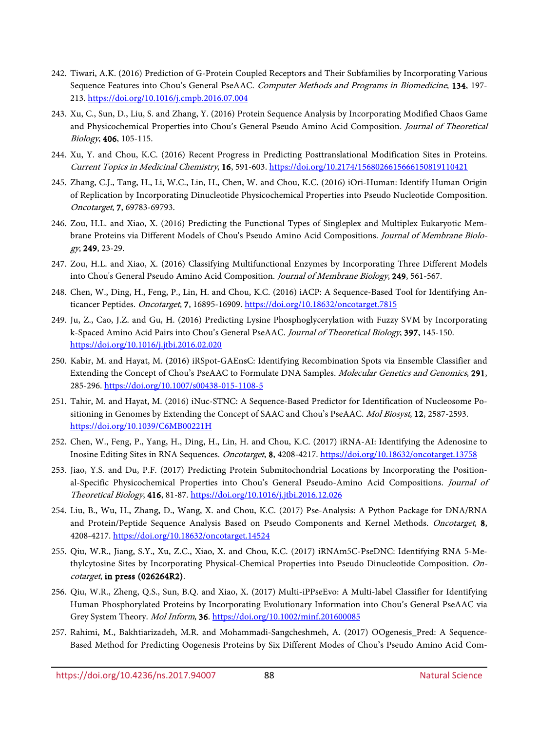242. Tiwari, A.K. (2016) Prediction of G-Protein Coupled Receptors and Their Subfamilies by Incorporating Various Sequence Features into Chou's General PseAAC. *Computer Methods and Programs in Biomedicine*, **134**, 197-213. https://doi.org/10.1016/j.cmpb.2016.07.004

243. Xu, C., Sun, D., Liu, S. and Zhang, Y. (2016) Protein Sequence Analysis by Incorporating Modified Chaos Game and Physicochemical Properties into Chou's General Pseudo Amino Acid Composition. *Journal of Theoretical Biology*, **406**, 105-115.

244. Xu, Y. and Chou, K.C. (2016) Recent Progress in Predicting Posttranslational Modification Sites in Proteins. *Current Topics in Medicinal Chemistry*, **16**, 591-603. https://doi.org/10.2174/1568026615666150819110421

245. Zhang, C.J., Tang, H., Li, W.C., Lin, H., Chen, W. and Chou, K.C. (2016) iOri-Human: Identify Human Origin of Replication by Incorporating Dinucleotide Physicochemical Properties into Pseudo Nucleotide Composition. *Oncotarget*, **7**, 69783-69793.

246. Zou, H.L. and Xiao, X. (2016) Predicting the Functional Types of Singleplex and Multiplex Eukaryotic Membrane Proteins via Different Models of Chou's Pseudo Amino Acid Compositions. *Journal of Membrane Biology*, **249**, 23-29.

247. Zou, H.L. and Xiao, X. (2016) Classifying Multifunctional Enzymes by Incorporating Three Different Models into Chou's General Pseudo Amino Acid Composition. *Journal of Membrane Biology*, **249**, 561-567.

248. Chen, W., Ding, H., Feng, P., Lin, H. and Chou, K.C. (2016) iACP: A Sequence-Based Tool for Identifying Anticancer Peptides. *Oncotarget*, **7**, 16895-16909. https://doi.org/10.18632/oncotarget.7815

249. Ju, Z., Cao, J.Z. and Gu, H. (2016) Predicting Lysine Phosphoglycerylation with Fuzzy SVM by Incorporating k-Spaced Amino Acid Pairs into Chou's General PseAAC. *Journal of Theoretical Biology*, **397**, 145-150. https://doi.org/10.1016/j.jtbi.2016.02.020

250. Kabir, M. and Hayat, M. (2016) iRSpot-GAEnsC: Identifying Recombination Spots via Ensemble Classifier and Extending the Concept of Chou's PseAAC to Formulate DNA Samples. *Molecular Genetics and Genomics*, **291**, 285-296. https://doi.org/10.1007/s00438-015-1108-5

251. Tahir, M. and Hayat, M. (2016) iNuc-STNC: A Sequence-Based Predictor for Identification of Nucleosome Positioning in Genomes by Extending the Concept of SAAC and Chou's PseAAC. *Mol Biosyst*, **12**, 2587-2593. https://doi.org/10.1039/C6MB00221H

252. Chen, W., Feng, P., Yang, H., Ding, H., Lin, H. and Chou, K.C. (2017) iRNA-AI: Identifying the Adenosine to Inosine Editing Sites in RNA Sequences. *Oncotarget*, **8**, 4208-4217. https://doi.org/10.18632/oncotarget.13758

253. Jiao, Y.S. and Du, P.F. (2017) Predicting Protein Submitochondrial Locations by Incorporating the Positional-Specific Physicochemical Properties into Chou's General Pseudo-Amino Acid Compositions. *Journal of Theoretical Biology*, **416**, 81-87. https://doi.org/10.1016/j.jtbi.2016.12.026

254. Liu, B., Wu, H., Zhang, D., Wang, X. and Chou, K.C. (2017) Pse-Analysis: A Python Package for DNA/RNA and Protein/Peptide Sequence Analysis Based on Pseudo Components and Kernel Methods. *Oncotarget*, **8**, 4208-4217. https://doi.org/10.18632/oncotarget.14524

255. Qiu, W.R., Jiang, S.Y., Xu, Z.C., Xiao, X. and Chou, K.C. (2017) iRNAm5C-PseDNC: Identifying RNA 5-Methylcytosine Sites by Incorporating Physical-Chemical Properties into Pseudo Dinucleotide Composition. *Oncotarget*, **in press (026264R2)**.

256. Qiu, W.R., Zheng, Q.S., Sun, B.Q. and Xiao, X. (2017) Multi-iPPseEvo: A Multi-label Classifier for Identifying Human Phosphorylated Proteins by Incorporating Evolutionary Information into Chou's General PseAAC via Grey System Theory. *Mol Inform*, **36**. https://doi.org/10.1002/minf.201600085

257. Rahimi, M., Bakhtiarizadeh, M.R. and Mohammadi-Sangcheshmeh, A. (2017) OOgenesis_Pred: A Sequence-Based Method for Predicting Oogenesis Proteins by Six Different Modes of Chou's Pseudo Amino Acid Com-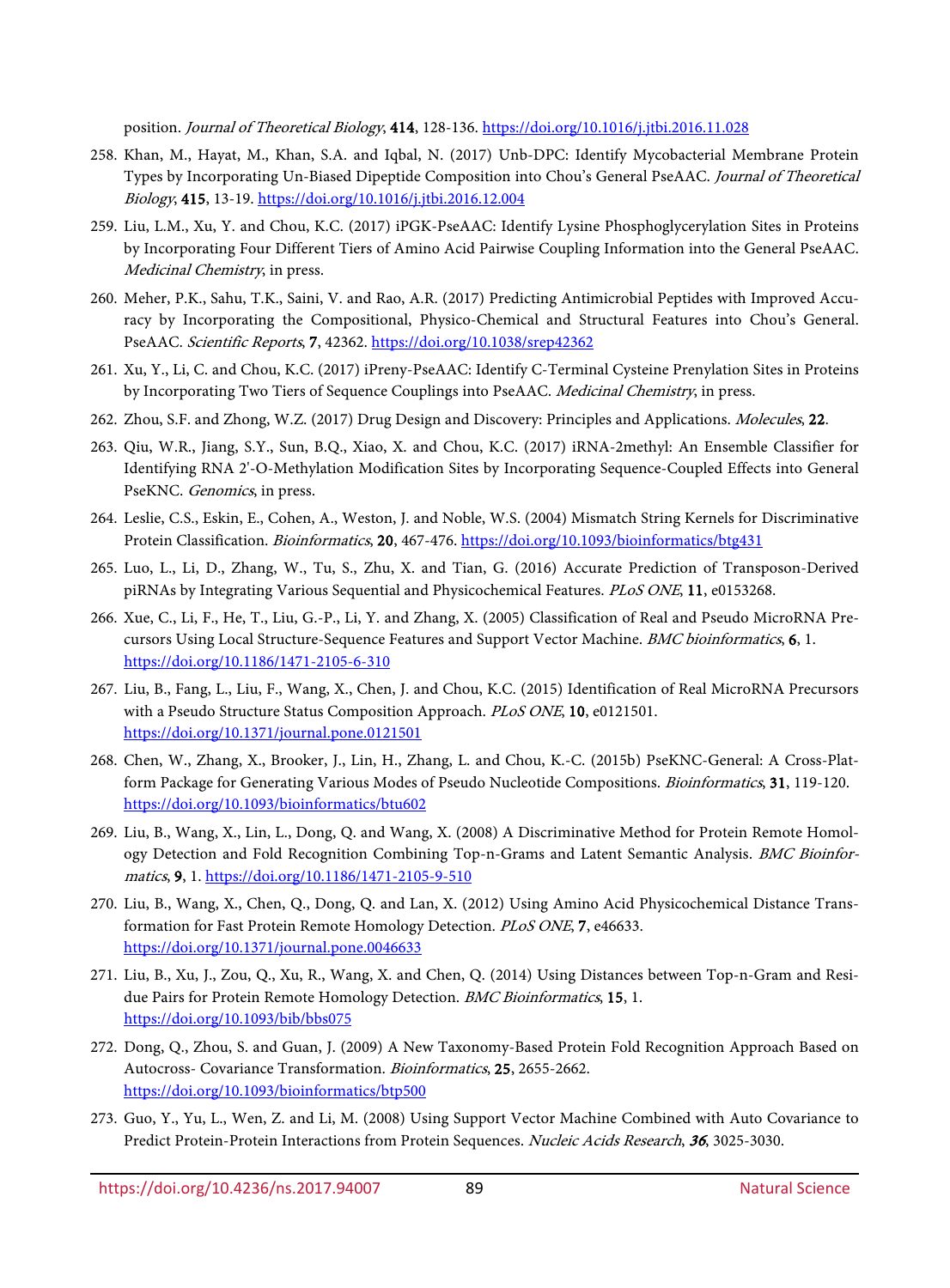position. *Journal of Theoretical Biology*, **414**, 128-136. https://doi.org/10.1016/j.jtbi.2016.11.028

258. Khan, M., Hayat, M., Khan, S.A. and Iqbal, N. (2017) Unb-DPC: Identify Mycobacterial Membrane Protein Types by Incorporating Un-Biased Dipeptide Composition into Chou's General PseAAC. *Journal of Theoretical Biology*, **415**, 13-19. https://doi.org/10.1016/j.jtbi.2016.12.004

259. Liu, L.M., Xu, Y. and Chou, K.C. (2017) iPGK-PseAAC: Identify Lysine Phosphoglycerylation Sites in Proteins by Incorporating Four Different Tiers of Amino Acid Pairwise Coupling Information into the General PseAAC. *Medicinal Chemistry*, in press.

260. Meher, P.K., Sahu, T.K., Saini, V. and Rao, A.R. (2017) Predicting Antimicrobial Peptides with Improved Accuracy by Incorporating the Compositional, Physico-Chemical and Structural Features into Chou's General. PseAAC. *Scientific Reports*, **7**, 42362. https://doi.org/10.1038/srep42362

261. Xu, Y., Li, C. and Chou, K.C. (2017) iPreny-PseAAC: Identify C-Terminal Cysteine Prenylation Sites in Proteins by Incorporating Two Tiers of Sequence Couplings into PseAAC. *Medicinal Chemistry*, in press.

262. Zhou, S.F. and Zhong, W.Z. (2017) Drug Design and Discovery: Principles and Applications. *Molecules*, **22**.

263. Qiu, W.R., Jiang, S.Y., Sun, B.Q., Xiao, X. and Chou, K.C. (2017) iRNA-2methyl: An Ensemble Classifier for Identifying RNA 2'-O-Methylation Modification Sites by Incorporating Sequence-Coupled Effects into General PseKNC. *Genomics*, in press.

264. Leslie, C.S., Eskin, E., Cohen, A., Weston, J. and Noble, W.S. (2004) Mismatch String Kernels for Discriminative Protein Classification. *Bioinformatics*, **20**, 467-476. https://doi.org/10.1093/bioinformatics/btg431

265. Luo, L., Li, D., Zhang, W., Tu, S., Zhu, X. and Tian, G. (2016) Accurate Prediction of Transposon-Derived piRNAs by Integrating Various Sequential and Physicochemical Features. *PLoS ONE*, **11**, e0153268.

266. Xue, C., Li, F., He, T., Liu, G.-P., Li, Y. and Zhang, X. (2005) Classification of Real and Pseudo MicroRNA Precursors Using Local Structure-Sequence Features and Support Vector Machine. *BMC bioinformatics*, **6**, 1. https://doi.org/10.1186/1471-2105-6-310

267. Liu, B., Fang, L., Liu, F., Wang, X., Chen, J. and Chou, K.C. (2015) Identification of Real MicroRNA Precursors with a Pseudo Structure Status Composition Approach. *PLoS ONE*, **10**, e0121501. https://doi.org/10.1371/journal.pone.0121501

268. Chen, W., Zhang, X., Brooker, J., Lin, H., Zhang, L. and Chou, K.-C. (2015b) PseKNC-General: A Cross-Platform Package for Generating Various Modes of Pseudo Nucleotide Compositions. *Bioinformatics*, **31**, 119-120. https://doi.org/10.1093/bioinformatics/btu602

269. Liu, B., Wang, X., Lin, L., Dong, Q. and Wang, X. (2008) A Discriminative Method for Protein Remote Homology Detection and Fold Recognition Combining Top-n-Grams and Latent Semantic Analysis. *BMC Bioinformatics*, **9**, 1. https://doi.org/10.1186/1471-2105-9-510

270. Liu, B., Wang, X., Chen, Q., Dong, Q. and Lan, X. (2012) Using Amino Acid Physicochemical Distance Transformation for Fast Protein Remote Homology Detection. *PLoS ONE*, **7**, e46633. https://doi.org/10.1371/journal.pone.0046633

271. Liu, B., Xu, J., Zou, Q., Xu, R., Wang, X. and Chen, Q. (2014) Using Distances between Top-n-Gram and Residue Pairs for Protein Remote Homology Detection. *BMC Bioinformatics*, **15**, 1. https://doi.org/10.1093/bib/bbs075

272. Dong, Q., Zhou, S. and Guan, J. (2009) A New Taxonomy-Based Protein Fold Recognition Approach Based on Autocross- Covariance Transformation. *Bioinformatics*, **25**, 2655-2662. https://doi.org/10.1093/bioinformatics/btp500

273. Guo, Y., Yu, L., Wen, Z. and Li, M. (2008) Using Support Vector Machine Combined with Auto Covariance to Predict Protein-Protein Interactions from Protein Sequences. *Nucleic Acids Research*, ***36***, 3025-3030.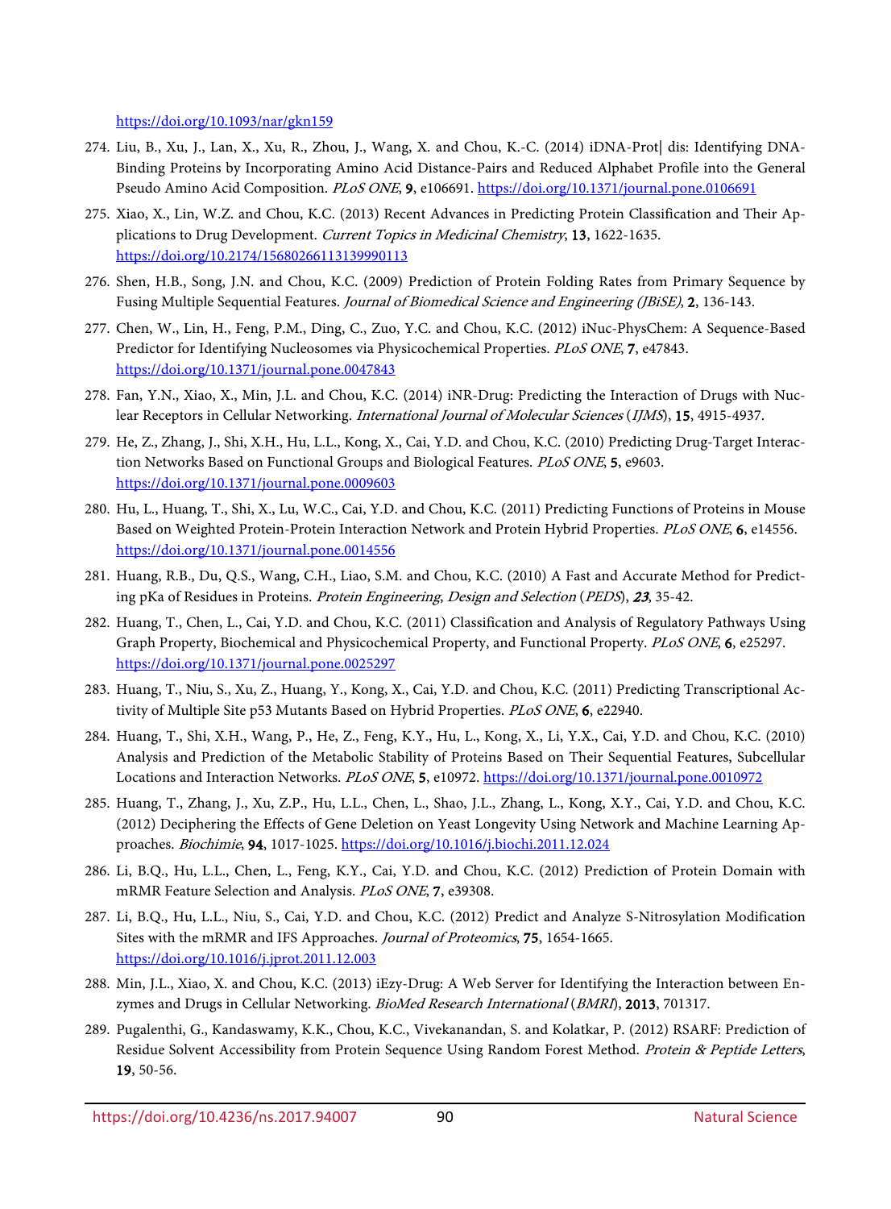https://doi.org/10.1093/nar/gkn159

274. Liu, B., Xu, J., Lan, X., Xu, R., Zhou, J., Wang, X. and Chou, K.-C. (2014) iDNA-Prot| dis: Identifying DNA-Binding Proteins by Incorporating Amino Acid Distance-Pairs and Reduced Alphabet Profile into the General Pseudo Amino Acid Composition. *PLoS ONE*, **9**, e106691. https://doi.org/10.1371/journal.pone.0106691

275. Xiao, X., Lin, W.Z. and Chou, K.C. (2013) Recent Advances in Predicting Protein Classification and Their Applications to Drug Development. *Current Topics in Medicinal Chemistry*, **13**, 1622-1635. https://doi.org/10.2174/15680266113139990113

276. Shen, H.B., Song, J.N. and Chou, K.C. (2009) Prediction of Protein Folding Rates from Primary Sequence by Fusing Multiple Sequential Features. *Journal of Biomedical Science and Engineering (JBiSE)*, **2**, 136-143.

277. Chen, W., Lin, H., Feng, P.M., Ding, C., Zuo, Y.C. and Chou, K.C. (2012) iNuc-PhysChem: A Sequence-Based Predictor for Identifying Nucleosomes via Physicochemical Properties. *PLoS ONE*, **7**, e47843. https://doi.org/10.1371/journal.pone.0047843

278. Fan, Y.N., Xiao, X., Min, J.L. and Chou, K.C. (2014) iNR-Drug: Predicting the Interaction of Drugs with Nuclear Receptors in Cellular Networking. *International Journal of Molecular Sciences* (*IJMS*), **15**, 4915-4937.

279. He, Z., Zhang, J., Shi, X.H., Hu, L.L., Kong, X., Cai, Y.D. and Chou, K.C. (2010) Predicting Drug-Target Interaction Networks Based on Functional Groups and Biological Features. *PLoS ONE*, **5**, e9603. https://doi.org/10.1371/journal.pone.0009603

280. Hu, L., Huang, T., Shi, X., Lu, W.C., Cai, Y.D. and Chou, K.C. (2011) Predicting Functions of Proteins in Mouse Based on Weighted Protein-Protein Interaction Network and Protein Hybrid Properties. *PLoS ONE*, **6**, e14556. https://doi.org/10.1371/journal.pone.0014556

281. Huang, R.B., Du, Q.S., Wang, C.H., Liao, S.M. and Chou, K.C. (2010) A Fast and Accurate Method for Predicting pKa of Residues in Proteins. *Protein Engineering*, *Design and Selection* (*PEDS*), ***23***, 35-42.

282. Huang, T., Chen, L., Cai, Y.D. and Chou, K.C. (2011) Classification and Analysis of Regulatory Pathways Using Graph Property, Biochemical and Physicochemical Property, and Functional Property. *PLoS ONE*, **6**, e25297. https://doi.org/10.1371/journal.pone.0025297

283. Huang, T., Niu, S., Xu, Z., Huang, Y., Kong, X., Cai, Y.D. and Chou, K.C. (2011) Predicting Transcriptional Activity of Multiple Site p53 Mutants Based on Hybrid Properties. *PLoS ONE*, **6**, e22940.

284. Huang, T., Shi, X.H., Wang, P., He, Z., Feng, K.Y., Hu, L., Kong, X., Li, Y.X., Cai, Y.D. and Chou, K.C. (2010) Analysis and Prediction of the Metabolic Stability of Proteins Based on Their Sequential Features, Subcellular Locations and Interaction Networks. *PLoS ONE*, **5**, e10972. https://doi.org/10.1371/journal.pone.0010972

285. Huang, T., Zhang, J., Xu, Z.P., Hu, L.L., Chen, L., Shao, J.L., Zhang, L., Kong, X.Y., Cai, Y.D. and Chou, K.C. (2012) Deciphering the Effects of Gene Deletion on Yeast Longevity Using Network and Machine Learning Approaches. *Biochimie*, **94**, 1017-1025. https://doi.org/10.1016/j.biochi.2011.12.024

286. Li, B.Q., Hu, L.L., Chen, L., Feng, K.Y., Cai, Y.D. and Chou, K.C. (2012) Prediction of Protein Domain with mRMR Feature Selection and Analysis. *PLoS ONE*, **7**, e39308.

287. Li, B.Q., Hu, L.L., Niu, S., Cai, Y.D. and Chou, K.C. (2012) Predict and Analyze S-Nitrosylation Modification Sites with the mRMR and IFS Approaches. *Journal of Proteomics*, **75**, 1654-1665. https://doi.org/10.1016/j.jprot.2011.12.003

288. Min, J.L., Xiao, X. and Chou, K.C. (2013) iEzy-Drug: A Web Server for Identifying the Interaction between Enzymes and Drugs in Cellular Networking. *BioMed Research International* (*BMRI*), **2013**, 701317.

289. Pugalenthi, G., Kandaswamy, K.K., Chou, K.C., Vivekanandan, S. and Kolatkar, P. (2012) RSARF: Prediction of Residue Solvent Accessibility from Protein Sequence Using Random Forest Method. *Protein & Peptide Letters*, **19**, 50-56.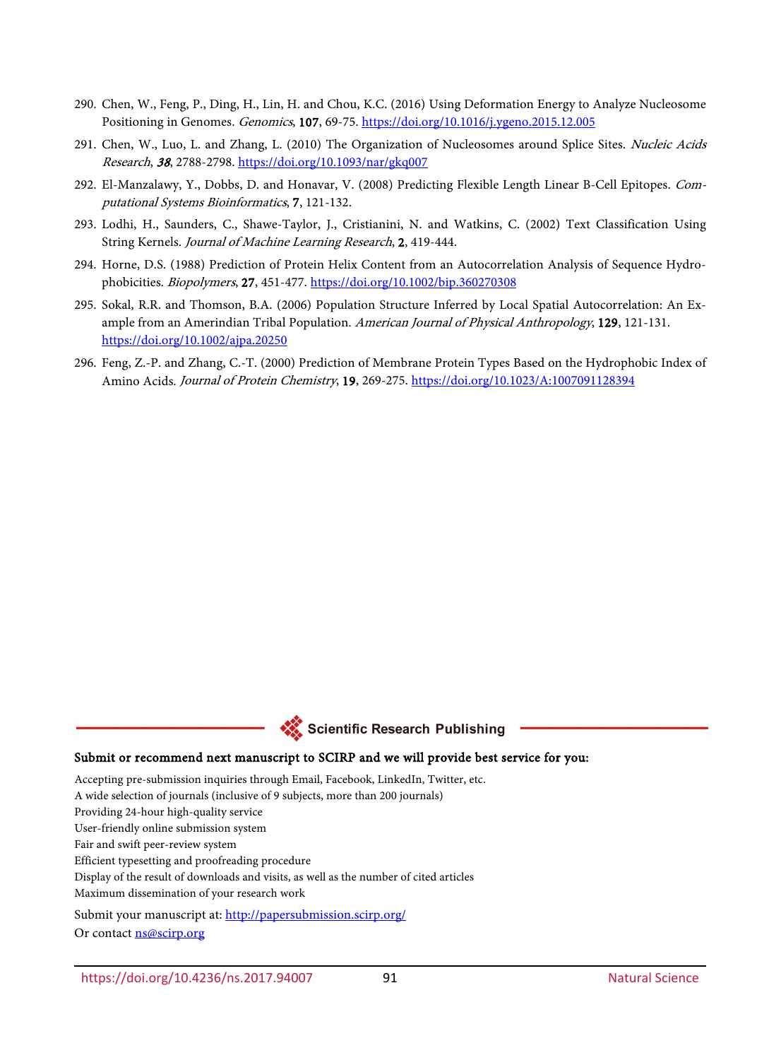290. Chen, W., Feng, P., Ding, H., Lin, H. and Chou, K.C. (2016) Using Deformation Energy to Analyze Nucleosome Positioning in Genomes. *Genomics*, **107**, 69-75. https://doi.org/10.1016/j.ygeno.2015.12.005

291. Chen, W., Luo, L. and Zhang, L. (2010) The Organization of Nucleosomes around Splice Sites. *Nucleic Acids Research*, ***38***, 2788-2798. https://doi.org/10.1093/nar/gkq007

292. El-Manzalawy, Y., Dobbs, D. and Honavar, V. (2008) Predicting Flexible Length Linear B-Cell Epitopes. *Computational Systems Bioinformatics*, **7**, 121-132.

293. Lodhi, H., Saunders, C., Shawe-Taylor, J., Cristianini, N. and Watkins, C. (2002) Text Classification Using String Kernels. *Journal of Machine Learning Research*, **2**, 419-444.

294. Horne, D.S. (1988) Prediction of Protein Helix Content from an Autocorrelation Analysis of Sequence Hydrophobicities. *Biopolymers*, **27**, 451-477. https://doi.org/10.1002/bip.360270308

295. Sokal, R.R. and Thomson, B.A. (2006) Population Structure Inferred by Local Spatial Autocorrelation: An Example from an Amerindian Tribal Population. *American Journal of Physical Anthropology*, **129**, 121-131. https://doi.org/10.1002/ajpa.20250

296. Feng, Z.-P. and Zhang, C.-T. (2000) Prediction of Membrane Protein Types Based on the Hydrophobic Index of Amino Acids. *Journal of Protein Chemistry*, **19**, 269-275. https://doi.org/10.1023/A:1007091128394

Scientific Research Publishing

**Submit or recommend next manuscript to SCIRP and we will provide best service for you:**

Accepting pre-submission inquiries through Email, Facebook, LinkedIn, Twitter, etc.
A wide selection of journals (inclusive of 9 subjects, more than 200 journals)
Providing 24-hour high-quality service
User-friendly online submission system
Fair and swift peer-review system
Efficient typesetting and proofreading procedure
Display of the result of downloads and visits, as well as the number of cited articles
Maximum dissemination of your research work

Submit your manuscript at: http://papersubmission.scirp.org/
Or contact ns@scirp.org